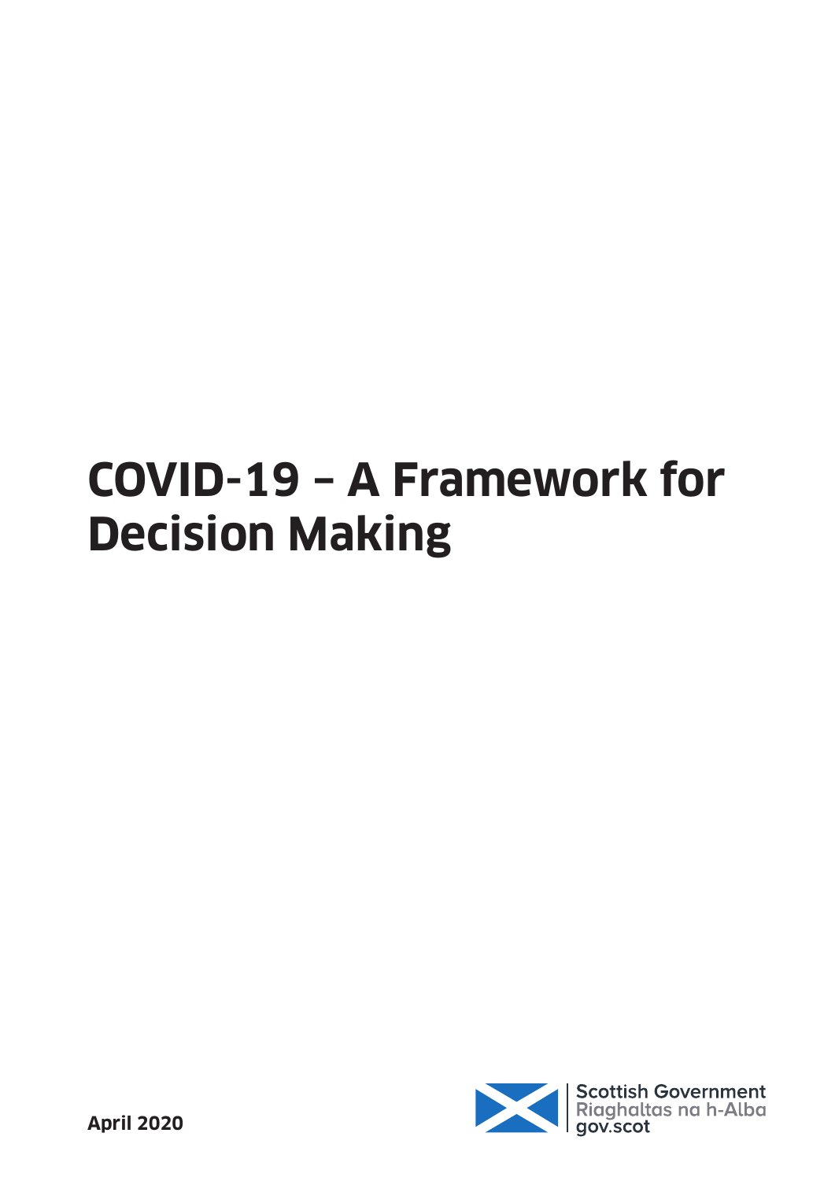# COVID-19 – A Framework for Decision Making

**April 2020**

Scottish Government
Riaghaltas na h-Alba
gov.scot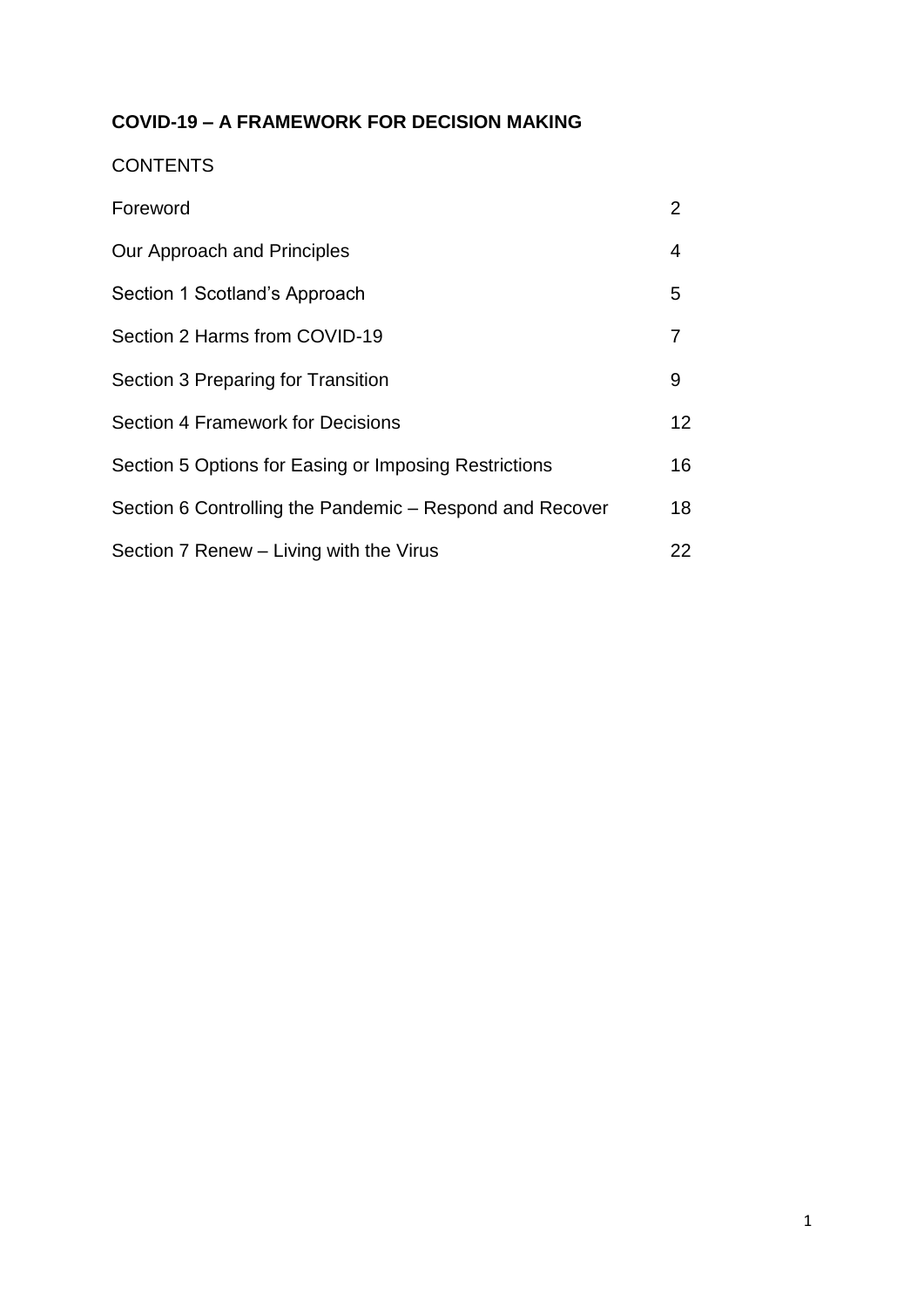# COVID-19 – A FRAMEWORK FOR DECISION MAKING

CONTENTS

| | |
|---|---|
| Foreword | 2 |
| Our Approach and Principles | 4 |
| Section 1 Scotland's Approach | 5 |
| Section 2 Harms from COVID-19 | 7 |
| Section 3 Preparing for Transition | 9 |
| Section 4 Framework for Decisions | 12 |
| Section 5 Options for Easing or Imposing Restrictions | 16 |
| Section 6 Controlling the Pandemic – Respond and Recover | 18 |
| Section 7 Renew – Living with the Virus | 22 |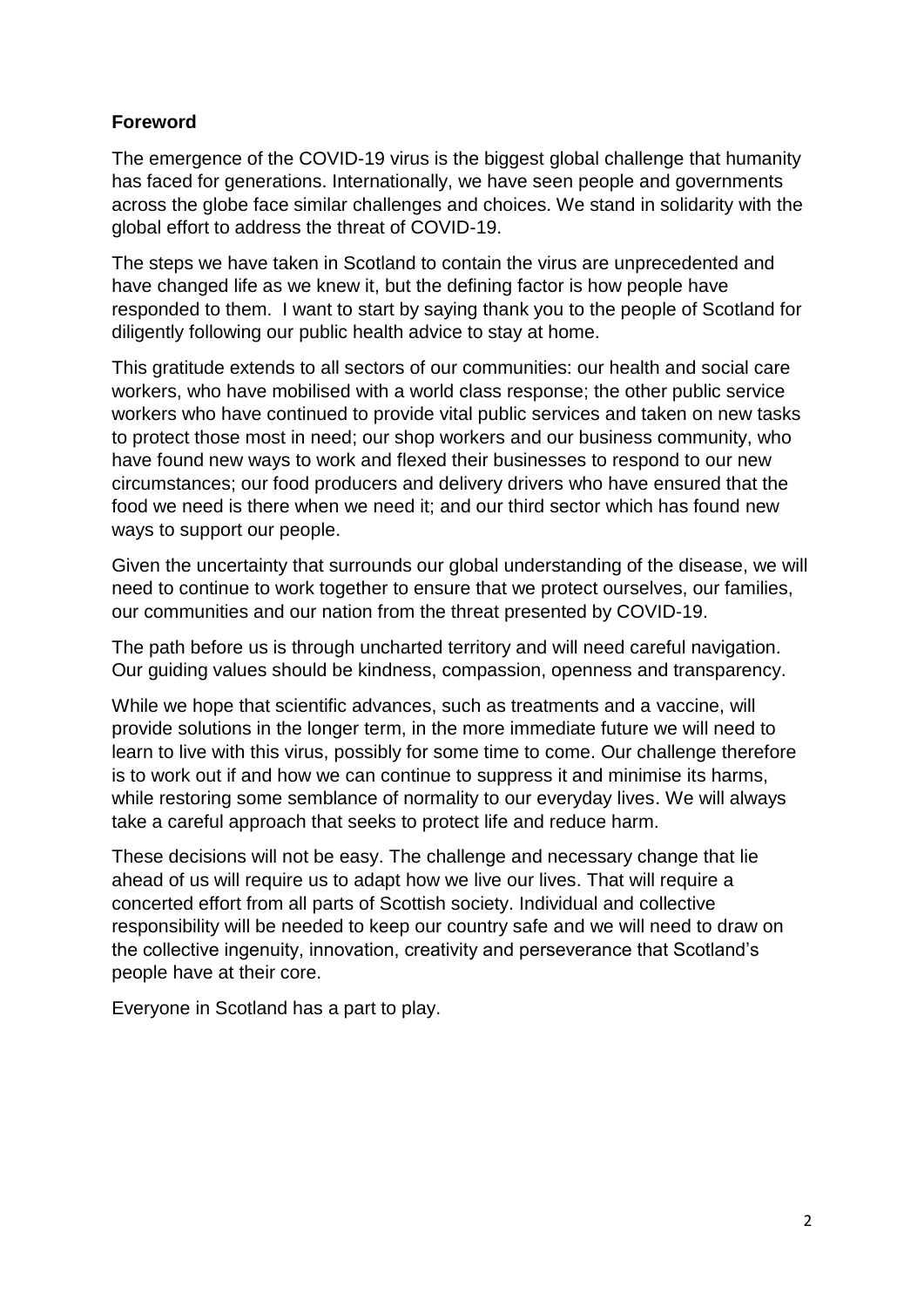## Foreword

The emergence of the COVID-19 virus is the biggest global challenge that humanity has faced for generations. Internationally, we have seen people and governments across the globe face similar challenges and choices. We stand in solidarity with the global effort to address the threat of COVID-19.

The steps we have taken in Scotland to contain the virus are unprecedented and have changed life as we knew it, but the defining factor is how people have responded to them. I want to start by saying thank you to the people of Scotland for diligently following our public health advice to stay at home.

This gratitude extends to all sectors of our communities: our health and social care workers, who have mobilised with a world class response; the other public service workers who have continued to provide vital public services and taken on new tasks to protect those most in need; our shop workers and our business community, who have found new ways to work and flexed their businesses to respond to our new circumstances; our food producers and delivery drivers who have ensured that the food we need is there when we need it; and our third sector which has found new ways to support our people.

Given the uncertainty that surrounds our global understanding of the disease, we will need to continue to work together to ensure that we protect ourselves, our families, our communities and our nation from the threat presented by COVID-19.

The path before us is through uncharted territory and will need careful navigation. Our guiding values should be kindness, compassion, openness and transparency.

While we hope that scientific advances, such as treatments and a vaccine, will provide solutions in the longer term, in the more immediate future we will need to learn to live with this virus, possibly for some time to come. Our challenge therefore is to work out if and how we can continue to suppress it and minimise its harms, while restoring some semblance of normality to our everyday lives. We will always take a careful approach that seeks to protect life and reduce harm.

These decisions will not be easy. The challenge and necessary change that lie ahead of us will require us to adapt how we live our lives. That will require a concerted effort from all parts of Scottish society. Individual and collective responsibility will be needed to keep our country safe and we will need to draw on the collective ingenuity, innovation, creativity and perseverance that Scotland's people have at their core.

Everyone in Scotland has a part to play.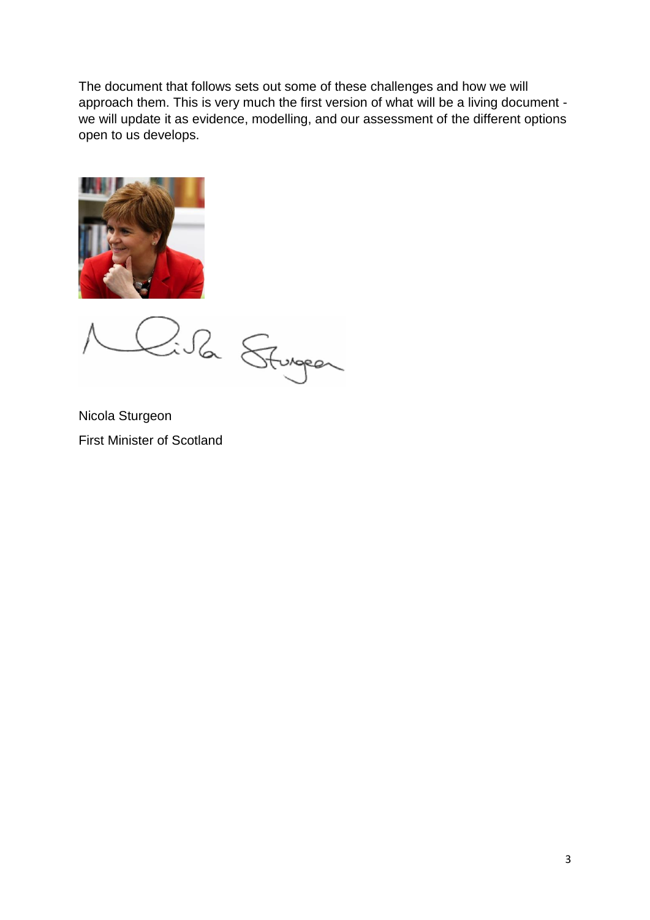The document that follows sets out some of these challenges and how we will approach them. This is very much the first version of what will be a living document - we will update it as evidence, modelling, and our assessment of the different options open to us develops.

Nicola Sturgeon

First Minister of Scotland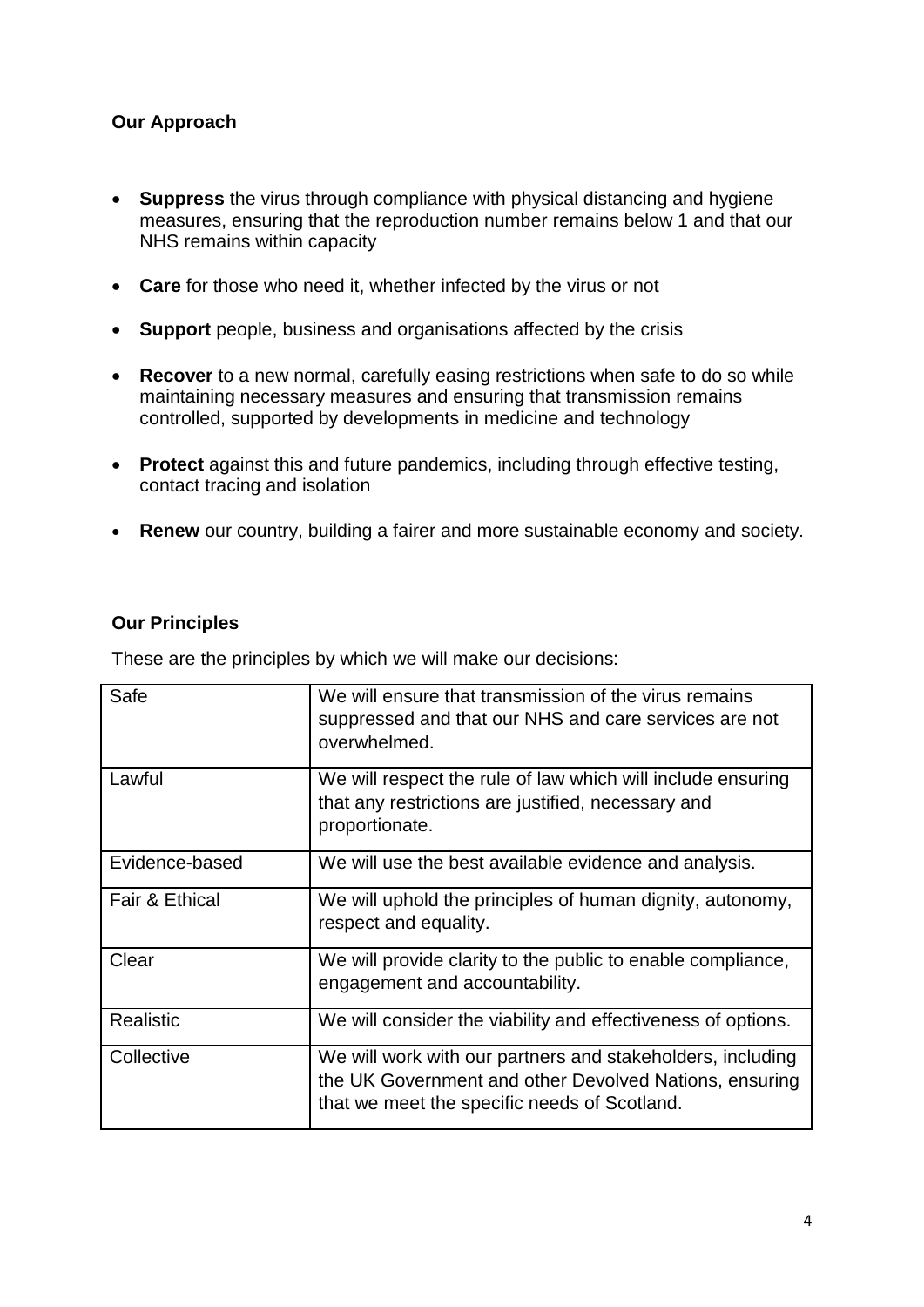## Our Approach

- **Suppress** the virus through compliance with physical distancing and hygiene measures, ensuring that the reproduction number remains below 1 and that our NHS remains within capacity
- **Care** for those who need it, whether infected by the virus or not
- **Support** people, business and organisations affected by the crisis
- **Recover** to a new normal, carefully easing restrictions when safe to do so while maintaining necessary measures and ensuring that transmission remains controlled, supported by developments in medicine and technology
- **Protect** against this and future pandemics, including through effective testing, contact tracing and isolation
- **Renew** our country, building a fairer and more sustainable economy and society.

## Our Principles

These are the principles by which we will make our decisions:

| | |
|---|---|
| Safe | We will ensure that transmission of the virus remains suppressed and that our NHS and care services are not overwhelmed. |
| Lawful | We will respect the rule of law which will include ensuring that any restrictions are justified, necessary and proportionate. |
| Evidence-based | We will use the best available evidence and analysis. |
| Fair & Ethical | We will uphold the principles of human dignity, autonomy, respect and equality. |
| Clear | We will provide clarity to the public to enable compliance, engagement and accountability. |
| Realistic | We will consider the viability and effectiveness of options. |
| Collective | We will work with our partners and stakeholders, including the UK Government and other Devolved Nations, ensuring that we meet the specific needs of Scotland. |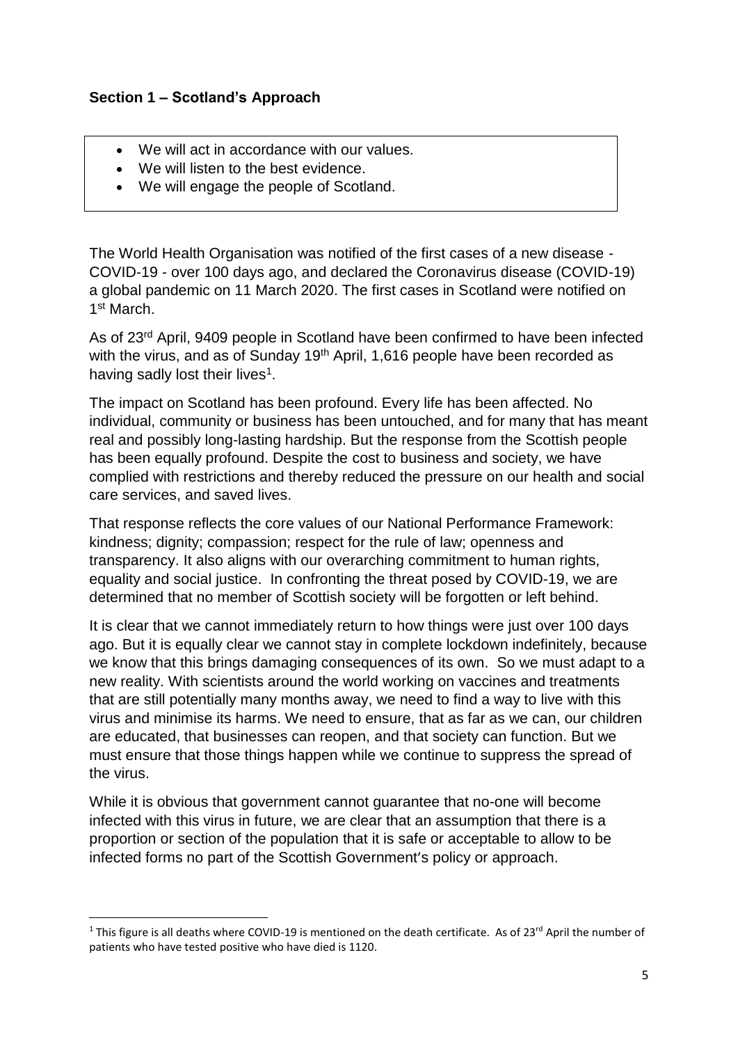**Section 1 – Scotland's Approach**

- We will act in accordance with our values.
- We will listen to the best evidence.
- We will engage the people of Scotland.

The World Health Organisation was notified of the first cases of a new disease - COVID-19 - over 100 days ago, and declared the Coronavirus disease (COVID-19) a global pandemic on 11 March 2020. The first cases in Scotland were notified on 1st March.

As of 23rd April, 9409 people in Scotland have been confirmed to have been infected with the virus, and as of Sunday 19th April, 1,616 people have been recorded as having sadly lost their lives[1].

The impact on Scotland has been profound. Every life has been affected. No individual, community or business has been untouched, and for many that has meant real and possibly long-lasting hardship. But the response from the Scottish people has been equally profound. Despite the cost to business and society, we have complied with restrictions and thereby reduced the pressure on our health and social care services, and saved lives.

That response reflects the core values of our National Performance Framework: kindness; dignity; compassion; respect for the rule of law; openness and transparency. It also aligns with our overarching commitment to human rights, equality and social justice. In confronting the threat posed by COVID-19, we are determined that no member of Scottish society will be forgotten or left behind.

It is clear that we cannot immediately return to how things were just over 100 days ago. But it is equally clear we cannot stay in complete lockdown indefinitely, because we know that this brings damaging consequences of its own. So we must adapt to a new reality. With scientists around the world working on vaccines and treatments that are still potentially many months away, we need to find a way to live with this virus and minimise its harms. We need to ensure, that as far as we can, our children are educated, that businesses can reopen, and that society can function. But we must ensure that those things happen while we continue to suppress the spread of the virus.

While it is obvious that government cannot guarantee that no-one will become infected with this virus in future, we are clear that an assumption that there is a proportion or section of the population that it is safe or acceptable to allow to be infected forms no part of the Scottish Government's policy or approach.

---

[1] This figure is all deaths where COVID-19 is mentioned on the death certificate. As of 23rd April the number of patients who have tested positive who have died is 1120.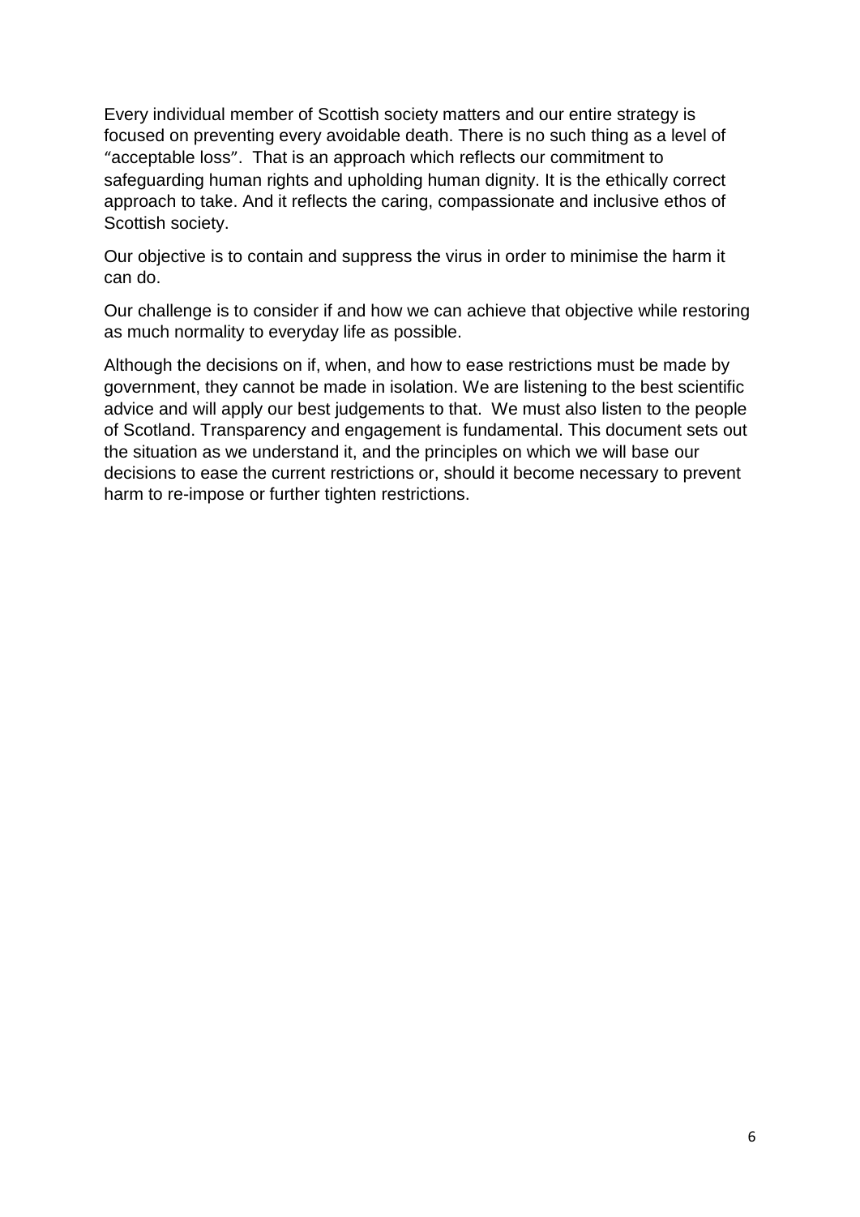Every individual member of Scottish society matters and our entire strategy is focused on preventing every avoidable death. There is no such thing as a level of "acceptable loss". That is an approach which reflects our commitment to safeguarding human rights and upholding human dignity. It is the ethically correct approach to take. And it reflects the caring, compassionate and inclusive ethos of Scottish society.

Our objective is to contain and suppress the virus in order to minimise the harm it can do.

Our challenge is to consider if and how we can achieve that objective while restoring as much normality to everyday life as possible.

Although the decisions on if, when, and how to ease restrictions must be made by government, they cannot be made in isolation. We are listening to the best scientific advice and will apply our best judgements to that. We must also listen to the people of Scotland. Transparency and engagement is fundamental. This document sets out the situation as we understand it, and the principles on which we will base our decisions to ease the current restrictions or, should it become necessary to prevent harm to re-impose or further tighten restrictions.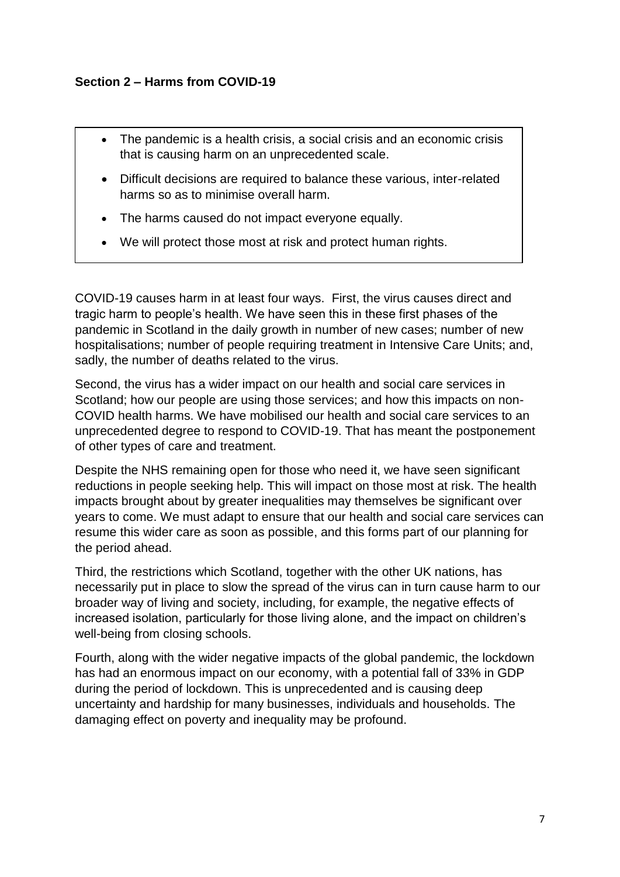**Section 2 – Harms from COVID-19**

- The pandemic is a health crisis, a social crisis and an economic crisis that is causing harm on an unprecedented scale.
- Difficult decisions are required to balance these various, inter-related harms so as to minimise overall harm.
- The harms caused do not impact everyone equally.
- We will protect those most at risk and protect human rights.

COVID-19 causes harm in at least four ways. First, the virus causes direct and tragic harm to people's health. We have seen this in these first phases of the pandemic in Scotland in the daily growth in number of new cases; number of new hospitalisations; number of people requiring treatment in Intensive Care Units; and, sadly, the number of deaths related to the virus.

Second, the virus has a wider impact on our health and social care services in Scotland; how our people are using those services; and how this impacts on non-COVID health harms. We have mobilised our health and social care services to an unprecedented degree to respond to COVID-19. That has meant the postponement of other types of care and treatment.

Despite the NHS remaining open for those who need it, we have seen significant reductions in people seeking help. This will impact on those most at risk. The health impacts brought about by greater inequalities may themselves be significant over years to come. We must adapt to ensure that our health and social care services can resume this wider care as soon as possible, and this forms part of our planning for the period ahead.

Third, the restrictions which Scotland, together with the other UK nations, has necessarily put in place to slow the spread of the virus can in turn cause harm to our broader way of living and society, including, for example, the negative effects of increased isolation, particularly for those living alone, and the impact on children's well-being from closing schools.

Fourth, along with the wider negative impacts of the global pandemic, the lockdown has had an enormous impact on our economy, with a potential fall of 33% in GDP during the period of lockdown. This is unprecedented and is causing deep uncertainty and hardship for many businesses, individuals and households. The damaging effect on poverty and inequality may be profound.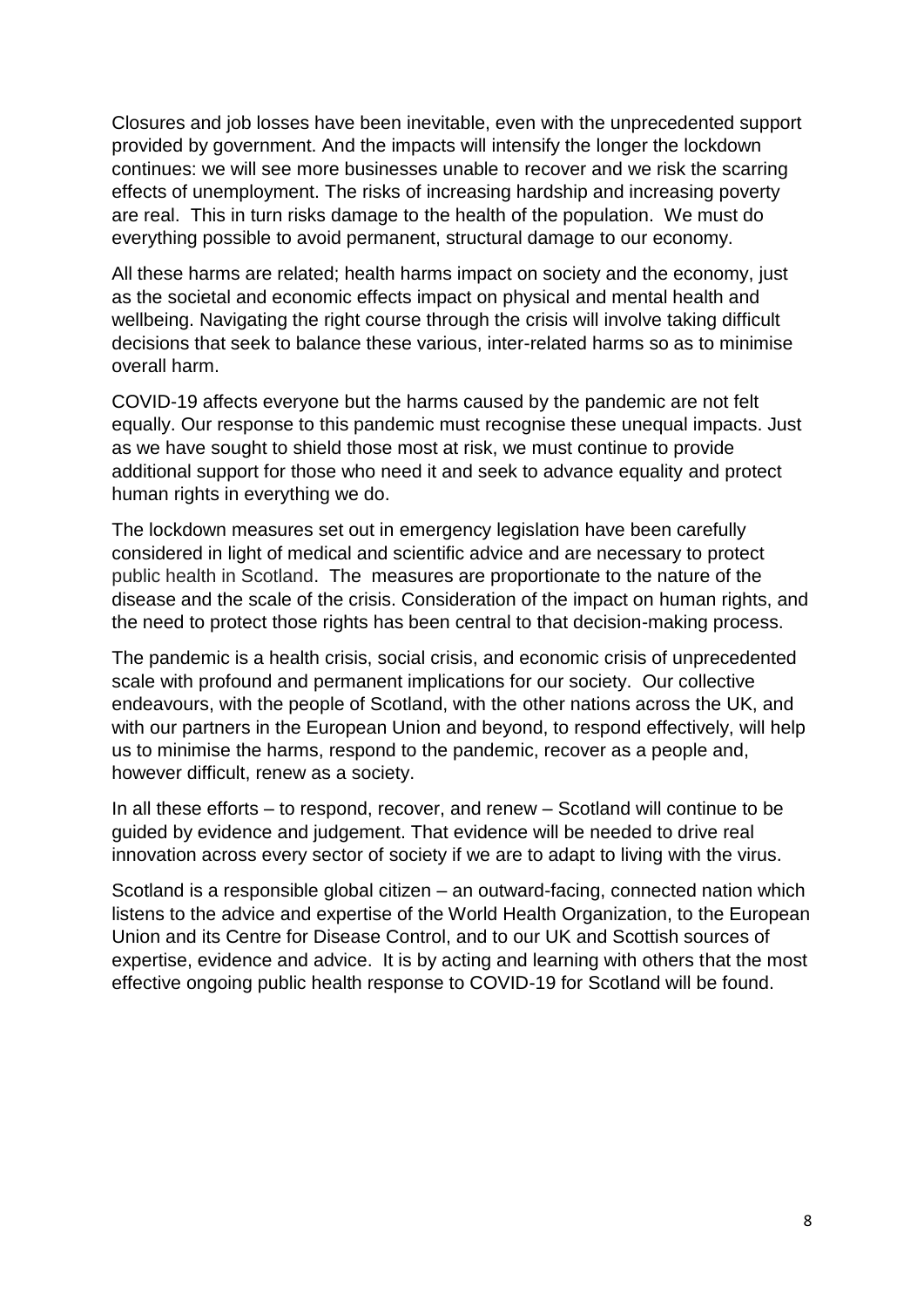Closures and job losses have been inevitable, even with the unprecedented support provided by government. And the impacts will intensify the longer the lockdown continues: we will see more businesses unable to recover and we risk the scarring effects of unemployment. The risks of increasing hardship and increasing poverty are real. This in turn risks damage to the health of the population. We must do everything possible to avoid permanent, structural damage to our economy.

All these harms are related; health harms impact on society and the economy, just as the societal and economic effects impact on physical and mental health and wellbeing. Navigating the right course through the crisis will involve taking difficult decisions that seek to balance these various, inter-related harms so as to minimise overall harm.

COVID-19 affects everyone but the harms caused by the pandemic are not felt equally. Our response to this pandemic must recognise these unequal impacts. Just as we have sought to shield those most at risk, we must continue to provide additional support for those who need it and seek to advance equality and protect human rights in everything we do.

The lockdown measures set out in emergency legislation have been carefully considered in light of medical and scientific advice and are necessary to protect public health in Scotland. The measures are proportionate to the nature of the disease and the scale of the crisis. Consideration of the impact on human rights, and the need to protect those rights has been central to that decision-making process.

The pandemic is a health crisis, social crisis, and economic crisis of unprecedented scale with profound and permanent implications for our society. Our collective endeavours, with the people of Scotland, with the other nations across the UK, and with our partners in the European Union and beyond, to respond effectively, will help us to minimise the harms, respond to the pandemic, recover as a people and, however difficult, renew as a society.

In all these efforts – to respond, recover, and renew – Scotland will continue to be guided by evidence and judgement. That evidence will be needed to drive real innovation across every sector of society if we are to adapt to living with the virus.

Scotland is a responsible global citizen – an outward-facing, connected nation which listens to the advice and expertise of the World Health Organization, to the European Union and its Centre for Disease Control, and to our UK and Scottish sources of expertise, evidence and advice. It is by acting and learning with others that the most effective ongoing public health response to COVID-19 for Scotland will be found.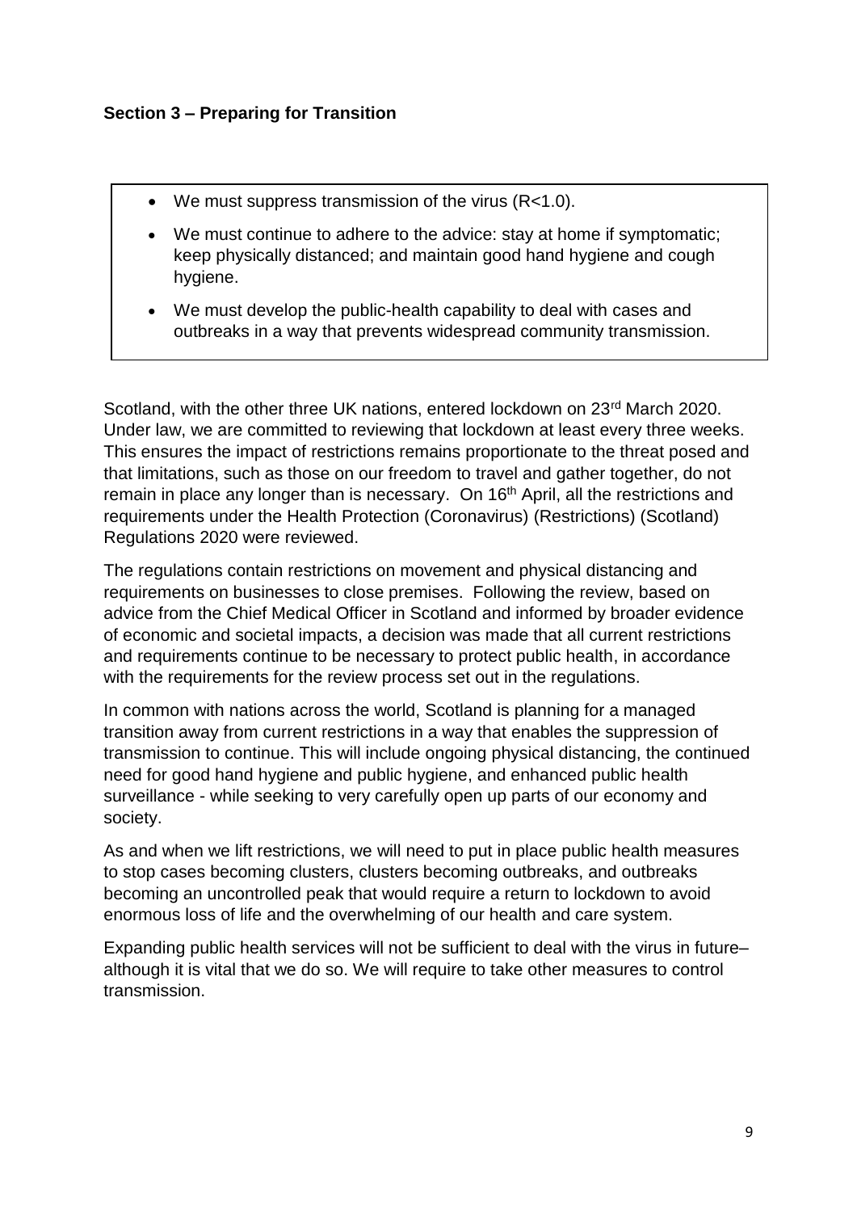**Section 3 – Preparing for Transition**

- We must suppress transmission of the virus (R<1.0).
- We must continue to adhere to the advice: stay at home if symptomatic; keep physically distanced; and maintain good hand hygiene and cough hygiene.
- We must develop the public-health capability to deal with cases and outbreaks in a way that prevents widespread community transmission.

Scotland, with the other three UK nations, entered lockdown on 23rd March 2020. Under law, we are committed to reviewing that lockdown at least every three weeks. This ensures the impact of restrictions remains proportionate to the threat posed and that limitations, such as those on our freedom to travel and gather together, do not remain in place any longer than is necessary. On 16th April, all the restrictions and requirements under the Health Protection (Coronavirus) (Restrictions) (Scotland) Regulations 2020 were reviewed.

The regulations contain restrictions on movement and physical distancing and requirements on businesses to close premises. Following the review, based on advice from the Chief Medical Officer in Scotland and informed by broader evidence of economic and societal impacts, a decision was made that all current restrictions and requirements continue to be necessary to protect public health, in accordance with the requirements for the review process set out in the regulations.

In common with nations across the world, Scotland is planning for a managed transition away from current restrictions in a way that enables the suppression of transmission to continue. This will include ongoing physical distancing, the continued need for good hand hygiene and public hygiene, and enhanced public health surveillance - while seeking to very carefully open up parts of our economy and society.

As and when we lift restrictions, we will need to put in place public health measures to stop cases becoming clusters, clusters becoming outbreaks, and outbreaks becoming an uncontrolled peak that would require a return to lockdown to avoid enormous loss of life and the overwhelming of our health and care system.

Expanding public health services will not be sufficient to deal with the virus in future– although it is vital that we do so. We will require to take other measures to control transmission.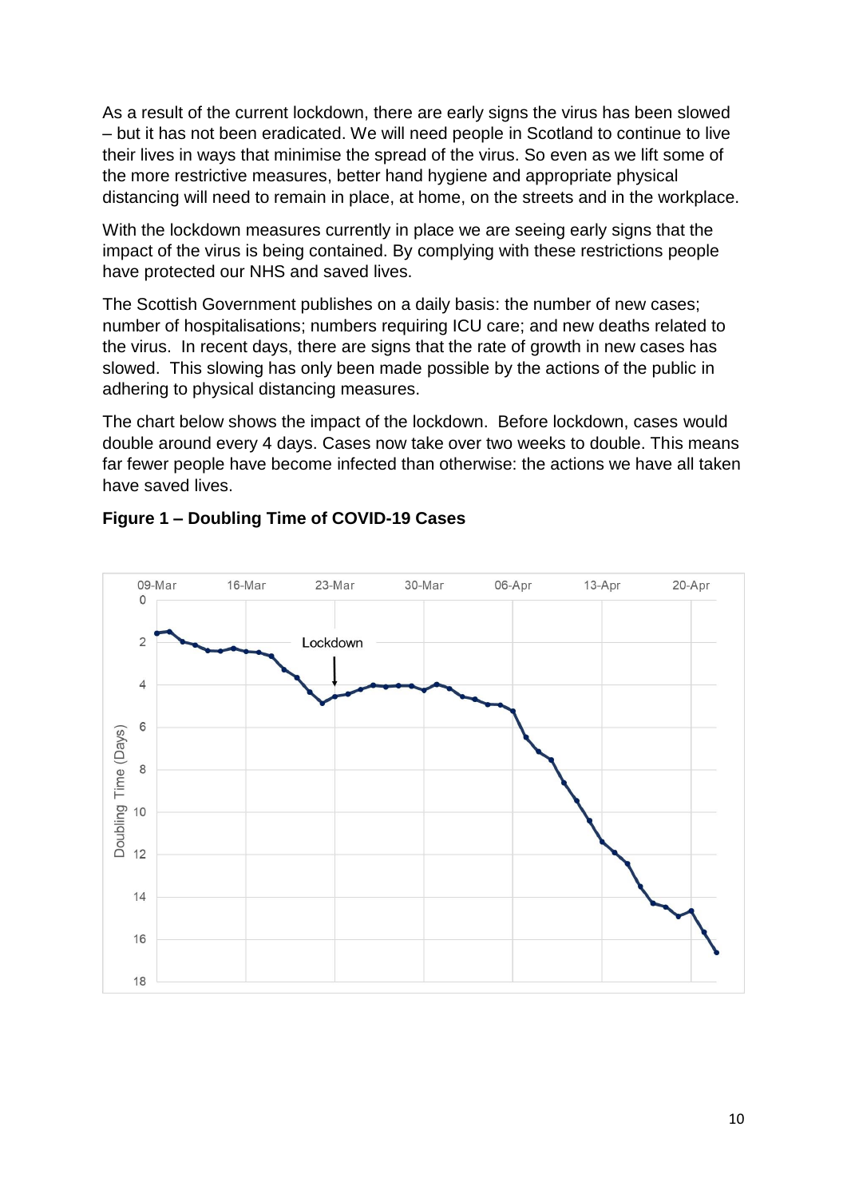As a result of the current lockdown, there are early signs the virus has been slowed – but it has not been eradicated. We will need people in Scotland to continue to live their lives in ways that minimise the spread of the virus. So even as we lift some of the more restrictive measures, better hand hygiene and appropriate physical distancing will need to remain in place, at home, on the streets and in the workplace.

With the lockdown measures currently in place we are seeing early signs that the impact of the virus is being contained. By complying with these restrictions people have protected our NHS and saved lives.

The Scottish Government publishes on a daily basis: the number of new cases; number of hospitalisations; numbers requiring ICU care; and new deaths related to the virus. In recent days, there are signs that the rate of growth in new cases has slowed. This slowing has only been made possible by the actions of the public in adhering to physical distancing measures.

The chart below shows the impact of the lockdown. Before lockdown, cases would double around every 4 days. Cases now take over two weeks to double. This means far fewer people have become infected than otherwise: the actions we have all taken have saved lives.

**Figure 1 – Doubling Time of COVID-19 Cases**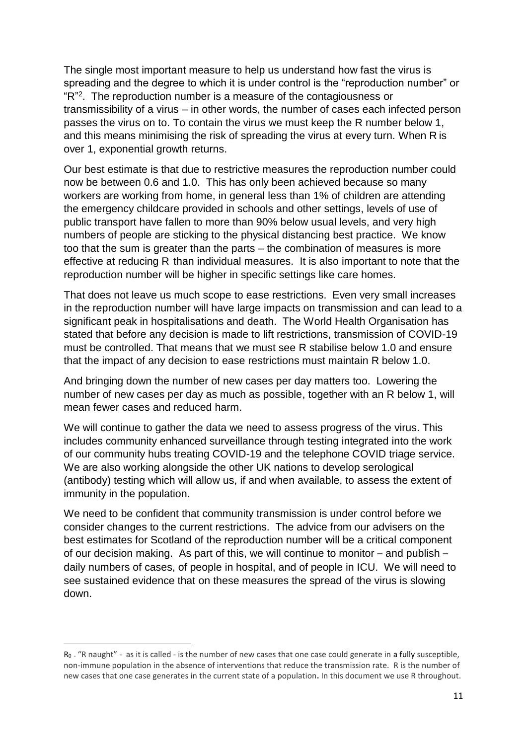The single most important measure to help us understand how fast the virus is spreading and the degree to which it is under control is the "reproduction number" or "R"[2]. The reproduction number is a measure of the contagiousness or transmissibility of a virus – in other words, the number of cases each infected person passes the virus on to. To contain the virus we must keep the R number below 1, and this means minimising the risk of spreading the virus at every turn. When R is over 1, exponential growth returns.

Our best estimate is that due to restrictive measures the reproduction number could now be between 0.6 and 1.0. This has only been achieved because so many workers are working from home, in general less than 1% of children are attending the emergency childcare provided in schools and other settings, levels of use of public transport have fallen to more than 90% below usual levels, and very high numbers of people are sticking to the physical distancing best practice. We know too that the sum is greater than the parts – the combination of measures is more effective at reducing R than individual measures. It is also important to note that the reproduction number will be higher in specific settings like care homes.

That does not leave us much scope to ease restrictions. Even very small increases in the reproduction number will have large impacts on transmission and can lead to a significant peak in hospitalisations and death. The World Health Organisation has stated that before any decision is made to lift restrictions, transmission of COVID-19 must be controlled. That means that we must see R stabilise below 1.0 and ensure that the impact of any decision to ease restrictions must maintain R below 1.0.

And bringing down the number of new cases per day matters too. Lowering the number of new cases per day as much as possible, together with an R below 1, will mean fewer cases and reduced harm.

We will continue to gather the data we need to assess progress of the virus. This includes community enhanced surveillance through testing integrated into the work of our community hubs treating COVID-19 and the telephone COVID triage service. We are also working alongside the other UK nations to develop serological (antibody) testing which will allow us, if and when available, to assess the extent of immunity in the population.

We need to be confident that community transmission is under control before we consider changes to the current restrictions. The advice from our advisers on the best estimates for Scotland of the reproduction number will be a critical component of our decision making. As part of this, we will continue to monitor – and publish – daily numbers of cases, of people in hospital, and of people in ICU. We will need to see sustained evidence that on these measures the spread of the virus is slowing down.

---

$R_0$ - "R naught" - as it is called - is the number of new cases that one case could generate in a fully susceptible, non-immune population in the absence of interventions that reduce the transmission rate. R is the number of new cases that one case generates in the current state of a population. In this document we use R throughout.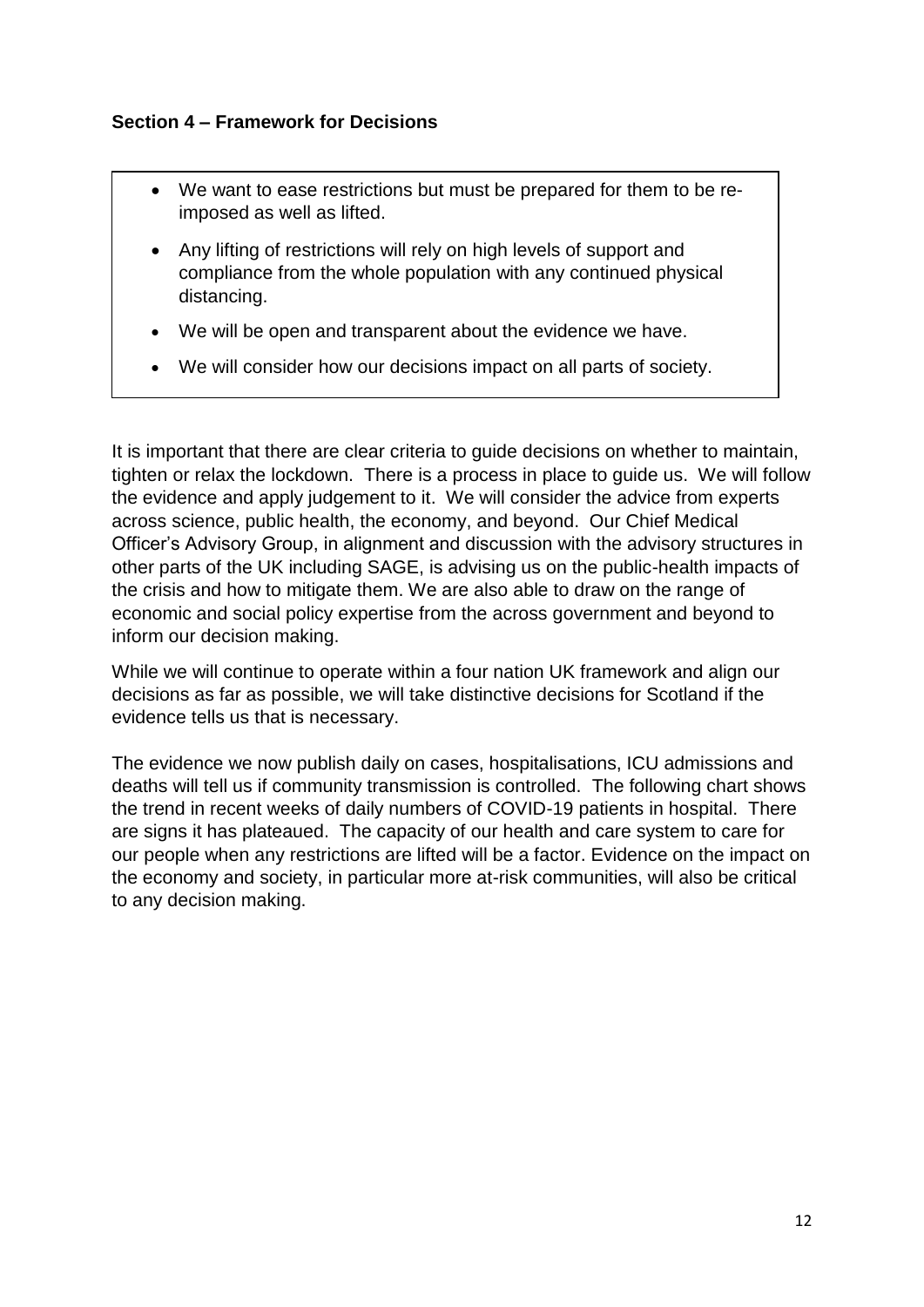**Section 4 – Framework for Decisions**

- We want to ease restrictions but must be prepared for them to be re-imposed as well as lifted.
- Any lifting of restrictions will rely on high levels of support and compliance from the whole population with any continued physical distancing.
- We will be open and transparent about the evidence we have.
- We will consider how our decisions impact on all parts of society.

It is important that there are clear criteria to guide decisions on whether to maintain, tighten or relax the lockdown. There is a process in place to guide us. We will follow the evidence and apply judgement to it. We will consider the advice from experts across science, public health, the economy, and beyond. Our Chief Medical Officer's Advisory Group, in alignment and discussion with the advisory structures in other parts of the UK including SAGE, is advising us on the public-health impacts of the crisis and how to mitigate them. We are also able to draw on the range of economic and social policy expertise from the across government and beyond to inform our decision making.

While we will continue to operate within a four nation UK framework and align our decisions as far as possible, we will take distinctive decisions for Scotland if the evidence tells us that is necessary.

The evidence we now publish daily on cases, hospitalisations, ICU admissions and deaths will tell us if community transmission is controlled. The following chart shows the trend in recent weeks of daily numbers of COVID-19 patients in hospital. There are signs it has plateaued. The capacity of our health and care system to care for our people when any restrictions are lifted will be a factor. Evidence on the impact on the economy and society, in particular more at-risk communities, will also be critical to any decision making.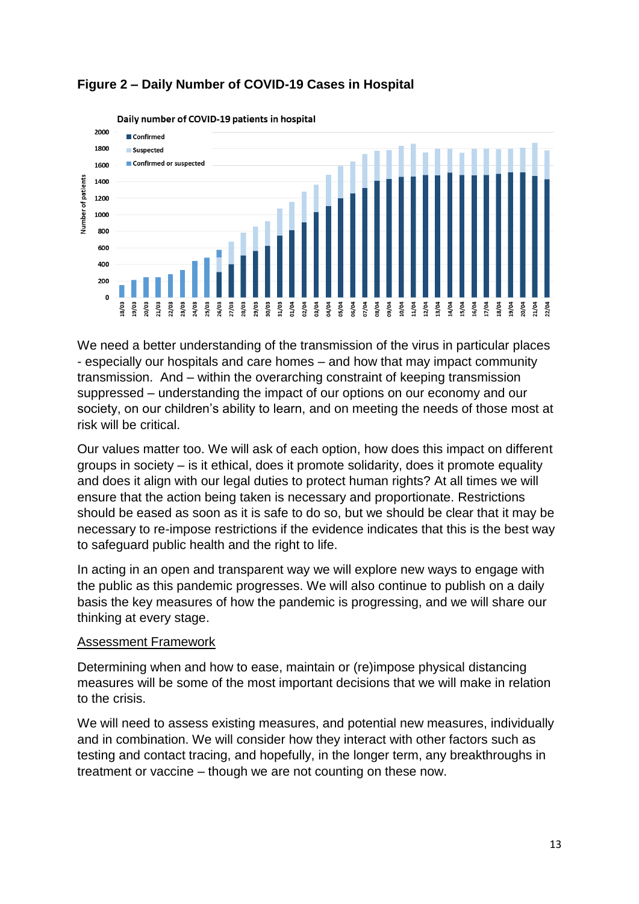**Figure 2 – Daily Number of COVID-19 Cases in Hospital**

We need a better understanding of the transmission of the virus in particular places - especially our hospitals and care homes – and how that may impact community transmission. And – within the overarching constraint of keeping transmission suppressed – understanding the impact of our options on our economy and our society, on our children's ability to learn, and on meeting the needs of those most at risk will be critical.

Our values matter too. We will ask of each option, how does this impact on different groups in society – is it ethical, does it promote solidarity, does it promote equality and does it align with our legal duties to protect human rights? At all times we will ensure that the action being taken is necessary and proportionate. Restrictions should be eased as soon as it is safe to do so, but we should be clear that it may be necessary to re-impose restrictions if the evidence indicates that this is the best way to safeguard public health and the right to life.

In acting in an open and transparent way we will explore new ways to engage with the public as this pandemic progresses. We will also continue to publish on a daily basis the key measures of how the pandemic is progressing, and we will share our thinking at every stage.

<u>Assessment Framework</u>

Determining when and how to ease, maintain or (re)impose physical distancing measures will be some of the most important decisions that we will make in relation to the crisis.

We will need to assess existing measures, and potential new measures, individually and in combination. We will consider how they interact with other factors such as testing and contact tracing, and hopefully, in the longer term, any breakthroughs in treatment or vaccine – though we are not counting on these now.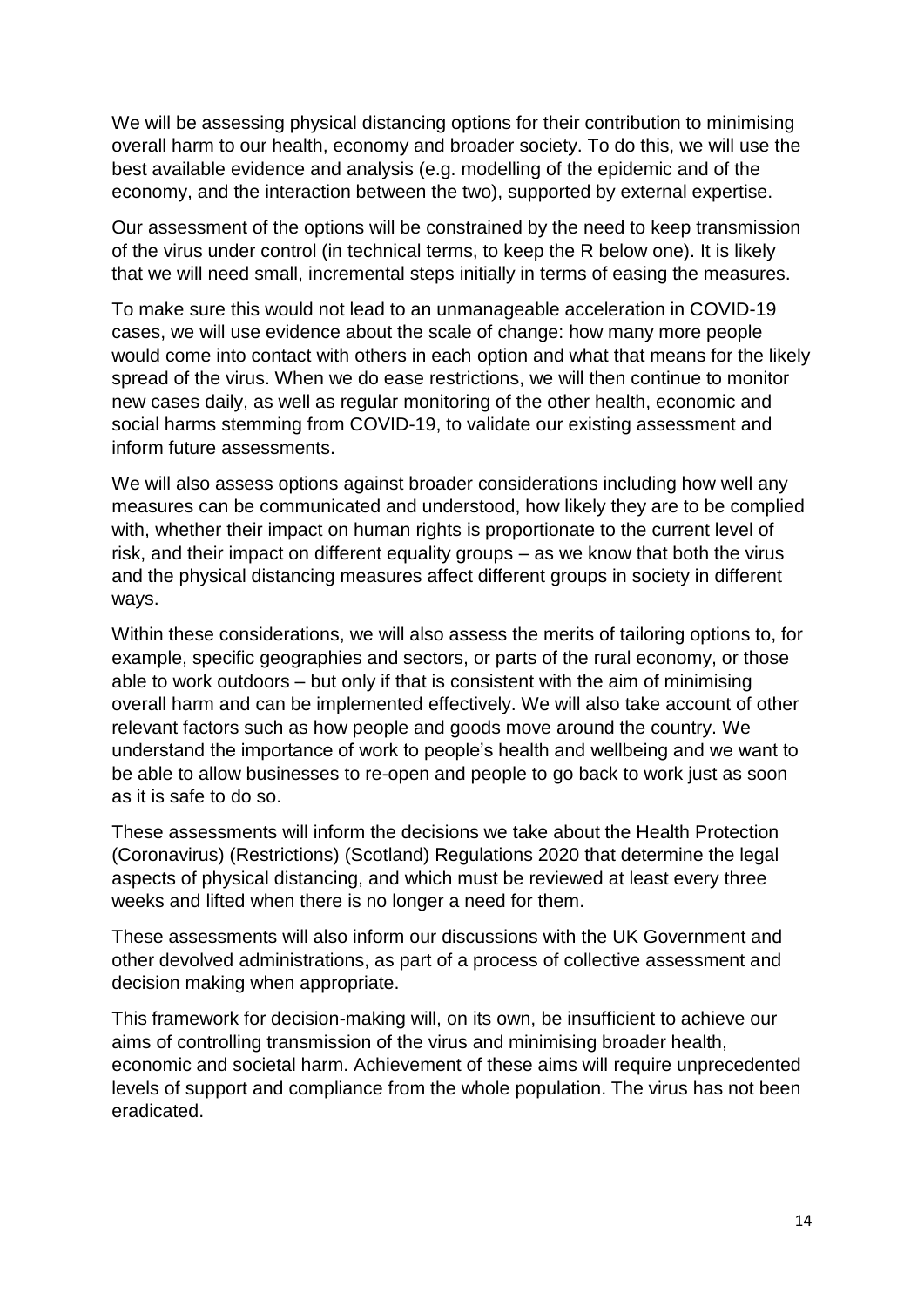We will be assessing physical distancing options for their contribution to minimising overall harm to our health, economy and broader society. To do this, we will use the best available evidence and analysis (e.g. modelling of the epidemic and of the economy, and the interaction between the two), supported by external expertise.

Our assessment of the options will be constrained by the need to keep transmission of the virus under control (in technical terms, to keep the R below one). It is likely that we will need small, incremental steps initially in terms of easing the measures.

To make sure this would not lead to an unmanageable acceleration in COVID-19 cases, we will use evidence about the scale of change: how many more people would come into contact with others in each option and what that means for the likely spread of the virus. When we do ease restrictions, we will then continue to monitor new cases daily, as well as regular monitoring of the other health, economic and social harms stemming from COVID-19, to validate our existing assessment and inform future assessments.

We will also assess options against broader considerations including how well any measures can be communicated and understood, how likely they are to be complied with, whether their impact on human rights is proportionate to the current level of risk, and their impact on different equality groups – as we know that both the virus and the physical distancing measures affect different groups in society in different ways.

Within these considerations, we will also assess the merits of tailoring options to, for example, specific geographies and sectors, or parts of the rural economy, or those able to work outdoors – but only if that is consistent with the aim of minimising overall harm and can be implemented effectively. We will also take account of other relevant factors such as how people and goods move around the country. We understand the importance of work to people's health and wellbeing and we want to be able to allow businesses to re-open and people to go back to work just as soon as it is safe to do so.

These assessments will inform the decisions we take about the Health Protection (Coronavirus) (Restrictions) (Scotland) Regulations 2020 that determine the legal aspects of physical distancing, and which must be reviewed at least every three weeks and lifted when there is no longer a need for them.

These assessments will also inform our discussions with the UK Government and other devolved administrations, as part of a process of collective assessment and decision making when appropriate.

This framework for decision-making will, on its own, be insufficient to achieve our aims of controlling transmission of the virus and minimising broader health, economic and societal harm. Achievement of these aims will require unprecedented levels of support and compliance from the whole population. The virus has not been eradicated.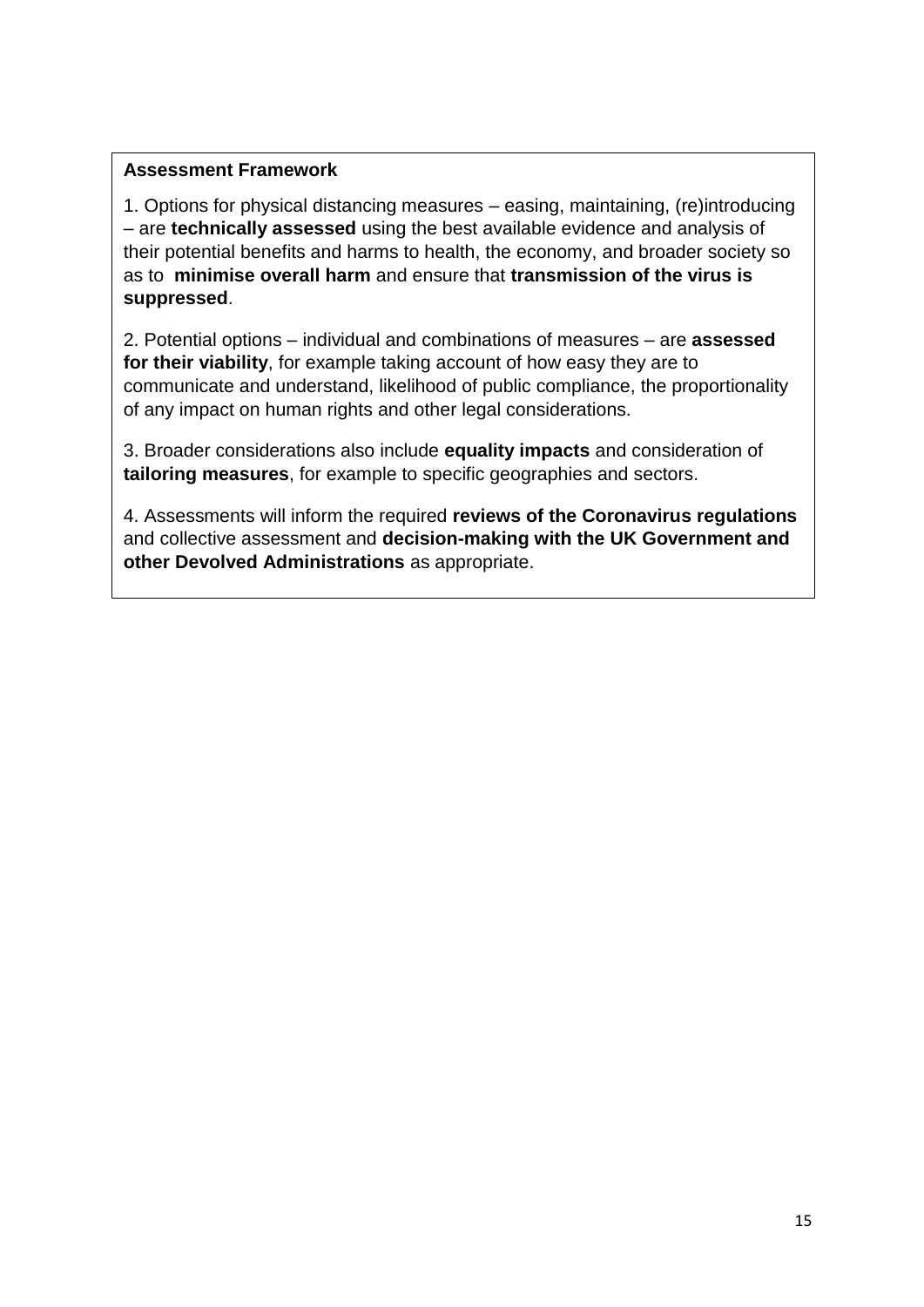**Assessment Framework**

1. Options for physical distancing measures – easing, maintaining, (re)introducing – are **technically assessed** using the best available evidence and analysis of their potential benefits and harms to health, the economy, and broader society so as to **minimise overall harm** and ensure that **transmission of the virus is suppressed**.

2. Potential options – individual and combinations of measures – are **assessed for their viability**, for example taking account of how easy they are to communicate and understand, likelihood of public compliance, the proportionality of any impact on human rights and other legal considerations.

3. Broader considerations also include **equality impacts** and consideration of **tailoring measures**, for example to specific geographies and sectors.

4. Assessments will inform the required **reviews of the Coronavirus regulations** and collective assessment and **decision-making with the UK Government and other Devolved Administrations** as appropriate.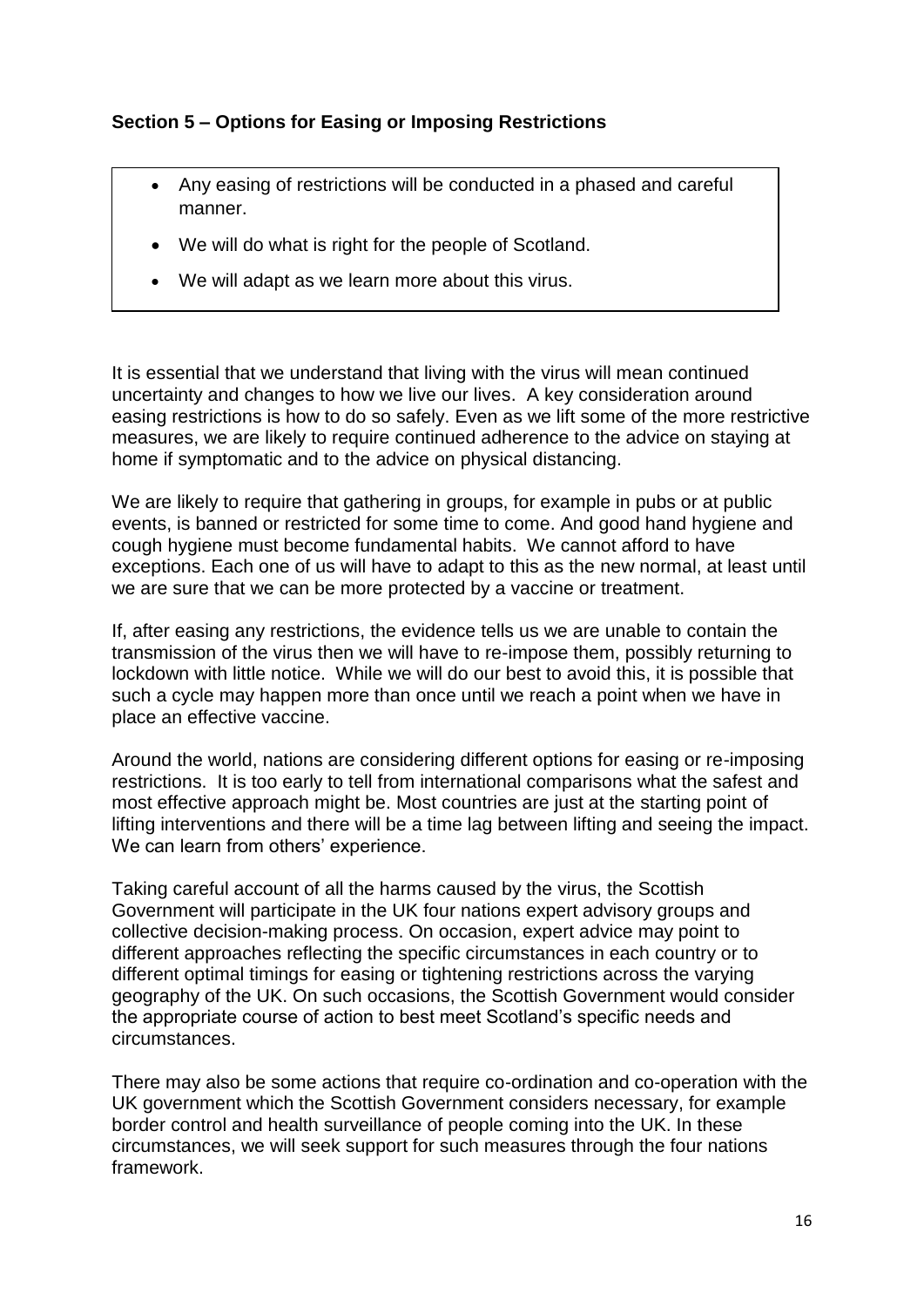**Section 5 – Options for Easing or Imposing Restrictions**

- Any easing of restrictions will be conducted in a phased and careful manner.
- We will do what is right for the people of Scotland.
- We will adapt as we learn more about this virus.

It is essential that we understand that living with the virus will mean continued uncertainty and changes to how we live our lives. A key consideration around easing restrictions is how to do so safely. Even as we lift some of the more restrictive measures, we are likely to require continued adherence to the advice on staying at home if symptomatic and to the advice on physical distancing.

We are likely to require that gathering in groups, for example in pubs or at public events, is banned or restricted for some time to come. And good hand hygiene and cough hygiene must become fundamental habits. We cannot afford to have exceptions. Each one of us will have to adapt to this as the new normal, at least until we are sure that we can be more protected by a vaccine or treatment.

If, after easing any restrictions, the evidence tells us we are unable to contain the transmission of the virus then we will have to re-impose them, possibly returning to lockdown with little notice. While we will do our best to avoid this, it is possible that such a cycle may happen more than once until we reach a point when we have in place an effective vaccine.

Around the world, nations are considering different options for easing or re-imposing restrictions. It is too early to tell from international comparisons what the safest and most effective approach might be. Most countries are just at the starting point of lifting interventions and there will be a time lag between lifting and seeing the impact. We can learn from others' experience.

Taking careful account of all the harms caused by the virus, the Scottish Government will participate in the UK four nations expert advisory groups and collective decision-making process. On occasion, expert advice may point to different approaches reflecting the specific circumstances in each country or to different optimal timings for easing or tightening restrictions across the varying geography of the UK. On such occasions, the Scottish Government would consider the appropriate course of action to best meet Scotland's specific needs and circumstances.

There may also be some actions that require co-ordination and co-operation with the UK government which the Scottish Government considers necessary, for example border control and health surveillance of people coming into the UK. In these circumstances, we will seek support for such measures through the four nations framework.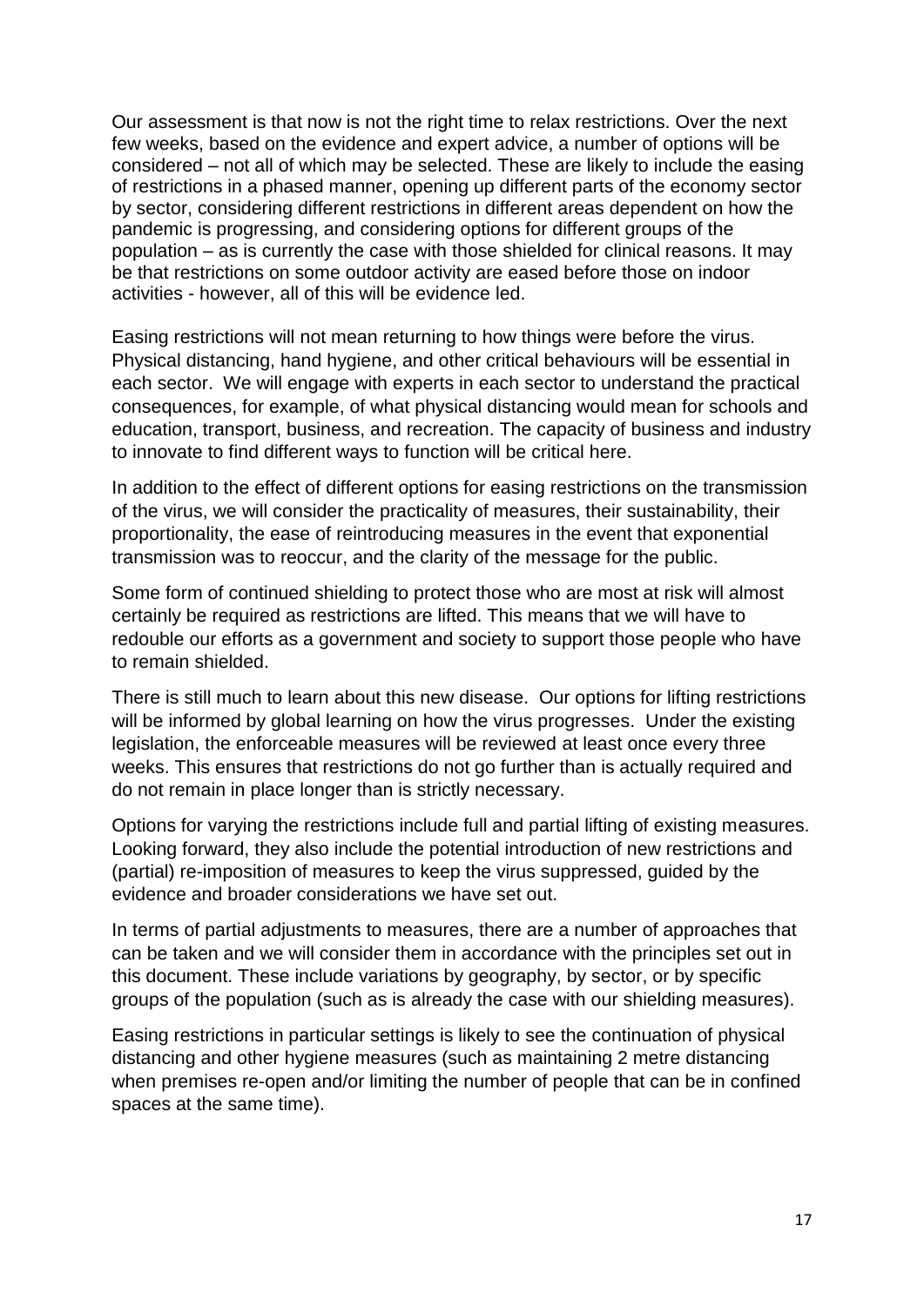Our assessment is that now is not the right time to relax restrictions. Over the next few weeks, based on the evidence and expert advice, a number of options will be considered – not all of which may be selected. These are likely to include the easing of restrictions in a phased manner, opening up different parts of the economy sector by sector, considering different restrictions in different areas dependent on how the pandemic is progressing, and considering options for different groups of the population – as is currently the case with those shielded for clinical reasons. It may be that restrictions on some outdoor activity are eased before those on indoor activities - however, all of this will be evidence led.

Easing restrictions will not mean returning to how things were before the virus. Physical distancing, hand hygiene, and other critical behaviours will be essential in each sector. We will engage with experts in each sector to understand the practical consequences, for example, of what physical distancing would mean for schools and education, transport, business, and recreation. The capacity of business and industry to innovate to find different ways to function will be critical here.

In addition to the effect of different options for easing restrictions on the transmission of the virus, we will consider the practicality of measures, their sustainability, their proportionality, the ease of reintroducing measures in the event that exponential transmission was to reoccur, and the clarity of the message for the public.

Some form of continued shielding to protect those who are most at risk will almost certainly be required as restrictions are lifted. This means that we will have to redouble our efforts as a government and society to support those people who have to remain shielded.

There is still much to learn about this new disease. Our options for lifting restrictions will be informed by global learning on how the virus progresses. Under the existing legislation, the enforceable measures will be reviewed at least once every three weeks. This ensures that restrictions do not go further than is actually required and do not remain in place longer than is strictly necessary.

Options for varying the restrictions include full and partial lifting of existing measures. Looking forward, they also include the potential introduction of new restrictions and (partial) re-imposition of measures to keep the virus suppressed, guided by the evidence and broader considerations we have set out.

In terms of partial adjustments to measures, there are a number of approaches that can be taken and we will consider them in accordance with the principles set out in this document. These include variations by geography, by sector, or by specific groups of the population (such as is already the case with our shielding measures).

Easing restrictions in particular settings is likely to see the continuation of physical distancing and other hygiene measures (such as maintaining 2 metre distancing when premises re-open and/or limiting the number of people that can be in confined spaces at the same time).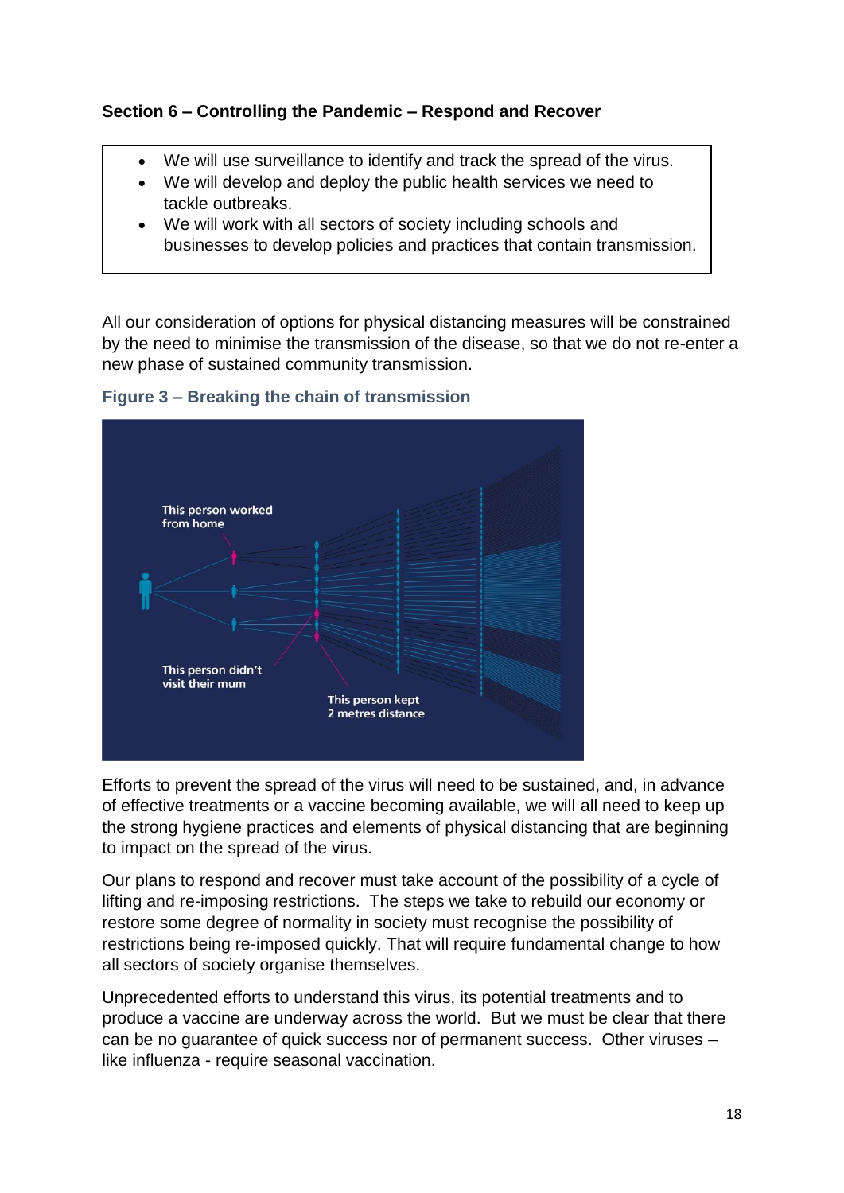**Section 6 – Controlling the Pandemic – Respond and Recover**

- We will use surveillance to identify and track the spread of the virus.
- We will develop and deploy the public health services we need to tackle outbreaks.
- We will work with all sectors of society including schools and businesses to develop policies and practices that contain transmission.

All our consideration of options for physical distancing measures will be constrained by the need to minimise the transmission of the disease, so that we do not re-enter a new phase of sustained community transmission.

**Figure 3 – Breaking the chain of transmission**

This person worked from home

This person didn't visit their mum

This person kept 2 metres distance

Efforts to prevent the spread of the virus will need to be sustained, and, in advance of effective treatments or a vaccine becoming available, we will all need to keep up the strong hygiene practices and elements of physical distancing that are beginning to impact on the spread of the virus.

Our plans to respond and recover must take account of the possibility of a cycle of lifting and re-imposing restrictions. The steps we take to rebuild our economy or restore some degree of normality in society must recognise the possibility of restrictions being re-imposed quickly. That will require fundamental change to how all sectors of society organise themselves.

Unprecedented efforts to understand this virus, its potential treatments and to produce a vaccine are underway across the world. But we must be clear that there can be no guarantee of quick success nor of permanent success. Other viruses – like influenza - require seasonal vaccination.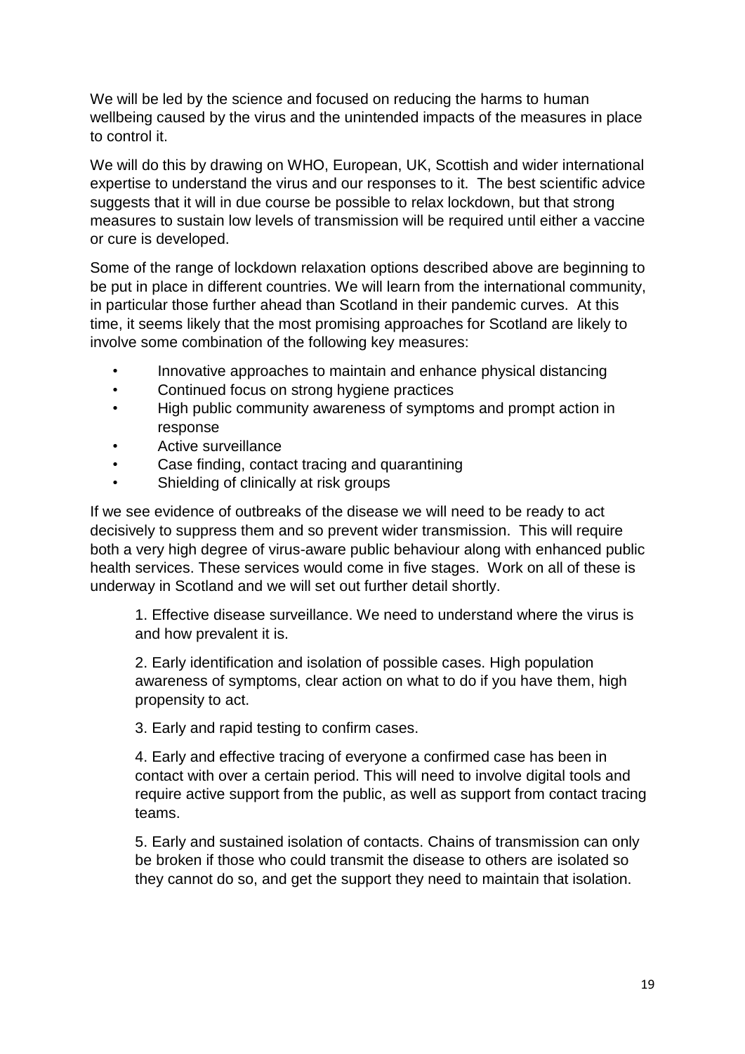We will be led by the science and focused on reducing the harms to human wellbeing caused by the virus and the unintended impacts of the measures in place to control it.

We will do this by drawing on WHO, European, UK, Scottish and wider international expertise to understand the virus and our responses to it. The best scientific advice suggests that it will in due course be possible to relax lockdown, but that strong measures to sustain low levels of transmission will be required until either a vaccine or cure is developed.

Some of the range of lockdown relaxation options described above are beginning to be put in place in different countries. We will learn from the international community, in particular those further ahead than Scotland in their pandemic curves. At this time, it seems likely that the most promising approaches for Scotland are likely to involve some combination of the following key measures:

- Innovative approaches to maintain and enhance physical distancing
- Continued focus on strong hygiene practices
- High public community awareness of symptoms and prompt action in response
- Active surveillance
- Case finding, contact tracing and quarantining
- Shielding of clinically at risk groups

If we see evidence of outbreaks of the disease we will need to be ready to act decisively to suppress them and so prevent wider transmission. This will require both a very high degree of virus-aware public behaviour along with enhanced public health services. These services would come in five stages. Work on all of these is underway in Scotland and we will set out further detail shortly.

1. Effective disease surveillance. We need to understand where the virus is and how prevalent it is.

2. Early identification and isolation of possible cases. High population awareness of symptoms, clear action on what to do if you have them, high propensity to act.

3. Early and rapid testing to confirm cases.

4. Early and effective tracing of everyone a confirmed case has been in contact with over a certain period. This will need to involve digital tools and require active support from the public, as well as support from contact tracing teams.

5. Early and sustained isolation of contacts. Chains of transmission can only be broken if those who could transmit the disease to others are isolated so they cannot do so, and get the support they need to maintain that isolation.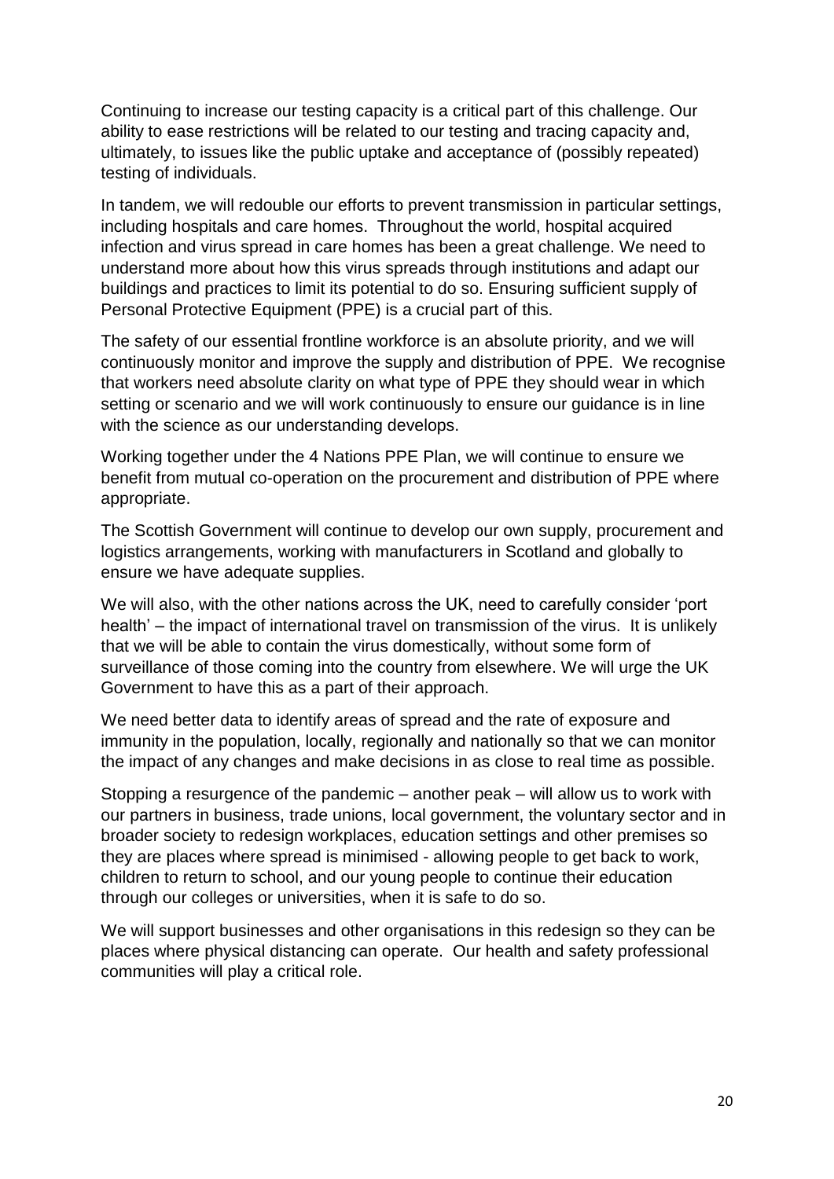Continuing to increase our testing capacity is a critical part of this challenge. Our ability to ease restrictions will be related to our testing and tracing capacity and, ultimately, to issues like the public uptake and acceptance of (possibly repeated) testing of individuals.

In tandem, we will redouble our efforts to prevent transmission in particular settings, including hospitals and care homes. Throughout the world, hospital acquired infection and virus spread in care homes has been a great challenge. We need to understand more about how this virus spreads through institutions and adapt our buildings and practices to limit its potential to do so. Ensuring sufficient supply of Personal Protective Equipment (PPE) is a crucial part of this.

The safety of our essential frontline workforce is an absolute priority, and we will continuously monitor and improve the supply and distribution of PPE. We recognise that workers need absolute clarity on what type of PPE they should wear in which setting or scenario and we will work continuously to ensure our guidance is in line with the science as our understanding develops.

Working together under the 4 Nations PPE Plan, we will continue to ensure we benefit from mutual co-operation on the procurement and distribution of PPE where appropriate.

The Scottish Government will continue to develop our own supply, procurement and logistics arrangements, working with manufacturers in Scotland and globally to ensure we have adequate supplies.

We will also, with the other nations across the UK, need to carefully consider 'port health' – the impact of international travel on transmission of the virus. It is unlikely that we will be able to contain the virus domestically, without some form of surveillance of those coming into the country from elsewhere. We will urge the UK Government to have this as a part of their approach.

We need better data to identify areas of spread and the rate of exposure and immunity in the population, locally, regionally and nationally so that we can monitor the impact of any changes and make decisions in as close to real time as possible.

Stopping a resurgence of the pandemic – another peak – will allow us to work with our partners in business, trade unions, local government, the voluntary sector and in broader society to redesign workplaces, education settings and other premises so they are places where spread is minimised - allowing people to get back to work, children to return to school, and our young people to continue their education through our colleges or universities, when it is safe to do so.

We will support businesses and other organisations in this redesign so they can be places where physical distancing can operate. Our health and safety professional communities will play a critical role.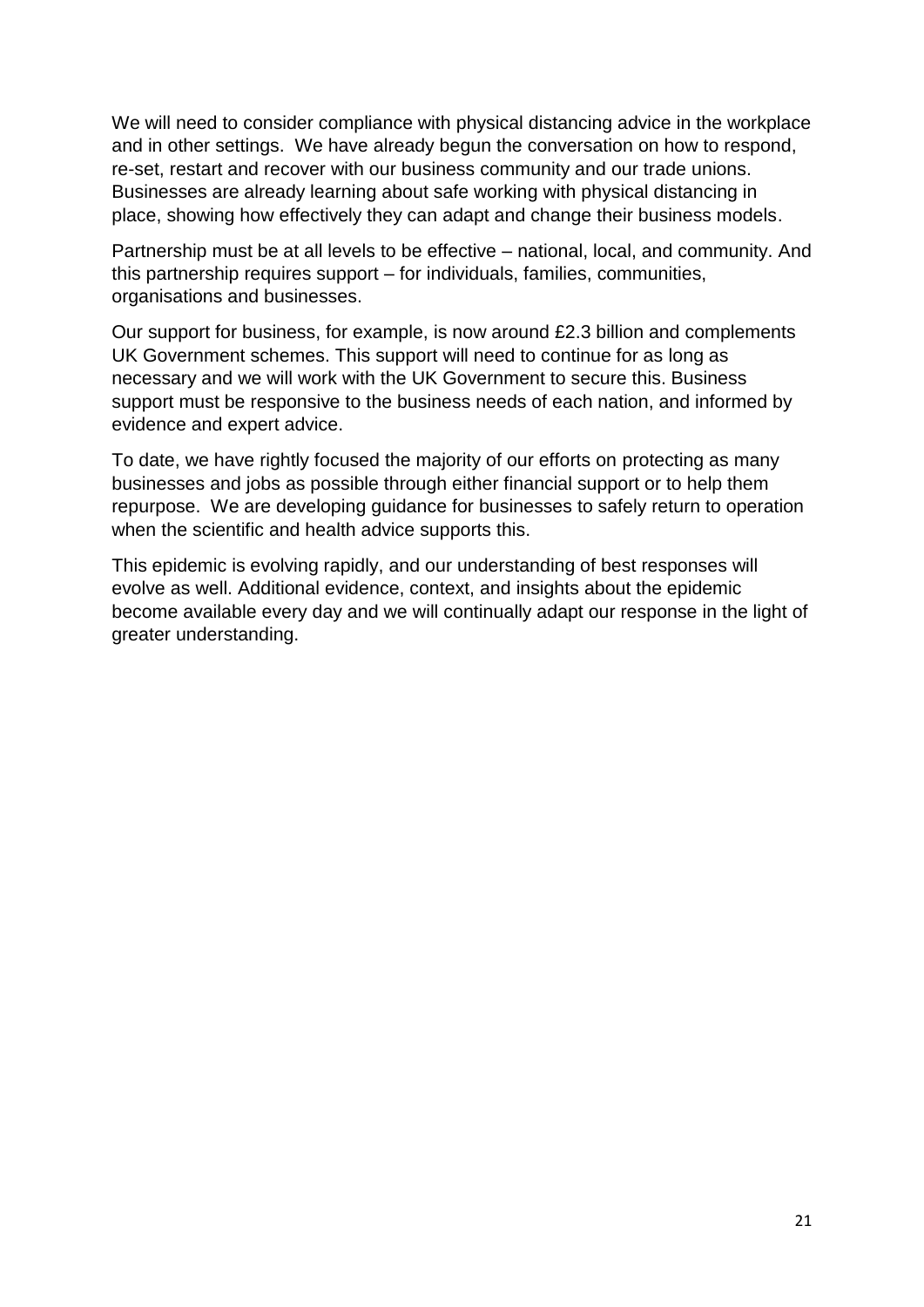We will need to consider compliance with physical distancing advice in the workplace and in other settings. We have already begun the conversation on how to respond, re-set, restart and recover with our business community and our trade unions. Businesses are already learning about safe working with physical distancing in place, showing how effectively they can adapt and change their business models.

Partnership must be at all levels to be effective – national, local, and community. And this partnership requires support – for individuals, families, communities, organisations and businesses.

Our support for business, for example, is now around £2.3 billion and complements UK Government schemes. This support will need to continue for as long as necessary and we will work with the UK Government to secure this. Business support must be responsive to the business needs of each nation, and informed by evidence and expert advice.

To date, we have rightly focused the majority of our efforts on protecting as many businesses and jobs as possible through either financial support or to help them repurpose. We are developing guidance for businesses to safely return to operation when the scientific and health advice supports this.

This epidemic is evolving rapidly, and our understanding of best responses will evolve as well. Additional evidence, context, and insights about the epidemic become available every day and we will continually adapt our response in the light of greater understanding.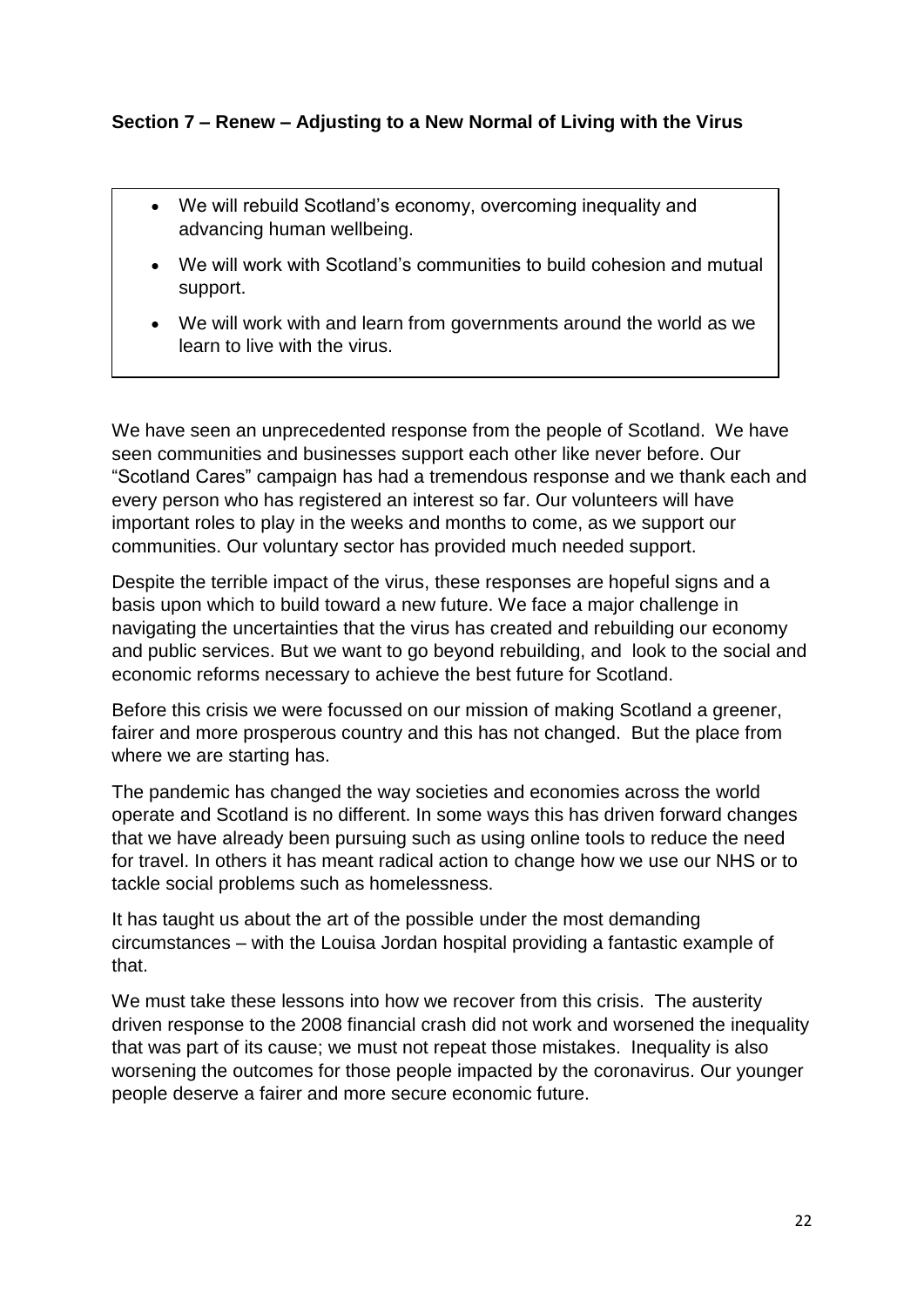**Section 7 – Renew – Adjusting to a New Normal of Living with the Virus**

- We will rebuild Scotland's economy, overcoming inequality and advancing human wellbeing.
- We will work with Scotland's communities to build cohesion and mutual support.
- We will work with and learn from governments around the world as we learn to live with the virus.

We have seen an unprecedented response from the people of Scotland. We have seen communities and businesses support each other like never before. Our "Scotland Cares" campaign has had a tremendous response and we thank each and every person who has registered an interest so far. Our volunteers will have important roles to play in the weeks and months to come, as we support our communities. Our voluntary sector has provided much needed support.

Despite the terrible impact of the virus, these responses are hopeful signs and a basis upon which to build toward a new future. We face a major challenge in navigating the uncertainties that the virus has created and rebuilding our economy and public services. But we want to go beyond rebuilding, and look to the social and economic reforms necessary to achieve the best future for Scotland.

Before this crisis we were focussed on our mission of making Scotland a greener, fairer and more prosperous country and this has not changed. But the place from where we are starting has.

The pandemic has changed the way societies and economies across the world operate and Scotland is no different. In some ways this has driven forward changes that we have already been pursuing such as using online tools to reduce the need for travel. In others it has meant radical action to change how we use our NHS or to tackle social problems such as homelessness.

It has taught us about the art of the possible under the most demanding circumstances – with the Louisa Jordan hospital providing a fantastic example of that.

We must take these lessons into how we recover from this crisis. The austerity driven response to the 2008 financial crash did not work and worsened the inequality that was part of its cause; we must not repeat those mistakes. Inequality is also worsening the outcomes for those people impacted by the coronavirus. Our younger people deserve a fairer and more secure economic future.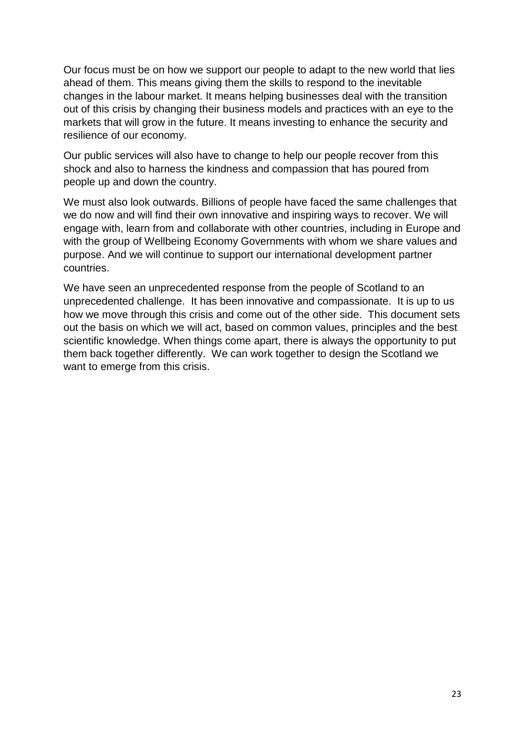Our focus must be on how we support our people to adapt to the new world that lies ahead of them. This means giving them the skills to respond to the inevitable changes in the labour market. It means helping businesses deal with the transition out of this crisis by changing their business models and practices with an eye to the markets that will grow in the future. It means investing to enhance the security and resilience of our economy.

Our public services will also have to change to help our people recover from this shock and also to harness the kindness and compassion that has poured from people up and down the country.

We must also look outwards. Billions of people have faced the same challenges that we do now and will find their own innovative and inspiring ways to recover. We will engage with, learn from and collaborate with other countries, including in Europe and with the group of Wellbeing Economy Governments with whom we share values and purpose. And we will continue to support our international development partner countries.

We have seen an unprecedented response from the people of Scotland to an unprecedented challenge. It has been innovative and compassionate. It is up to us how we move through this crisis and come out of the other side. This document sets out the basis on which we will act, based on common values, principles and the best scientific knowledge. When things come apart, there is always the opportunity to put them back together differently. We can work together to design the Scotland we want to emerge from this crisis.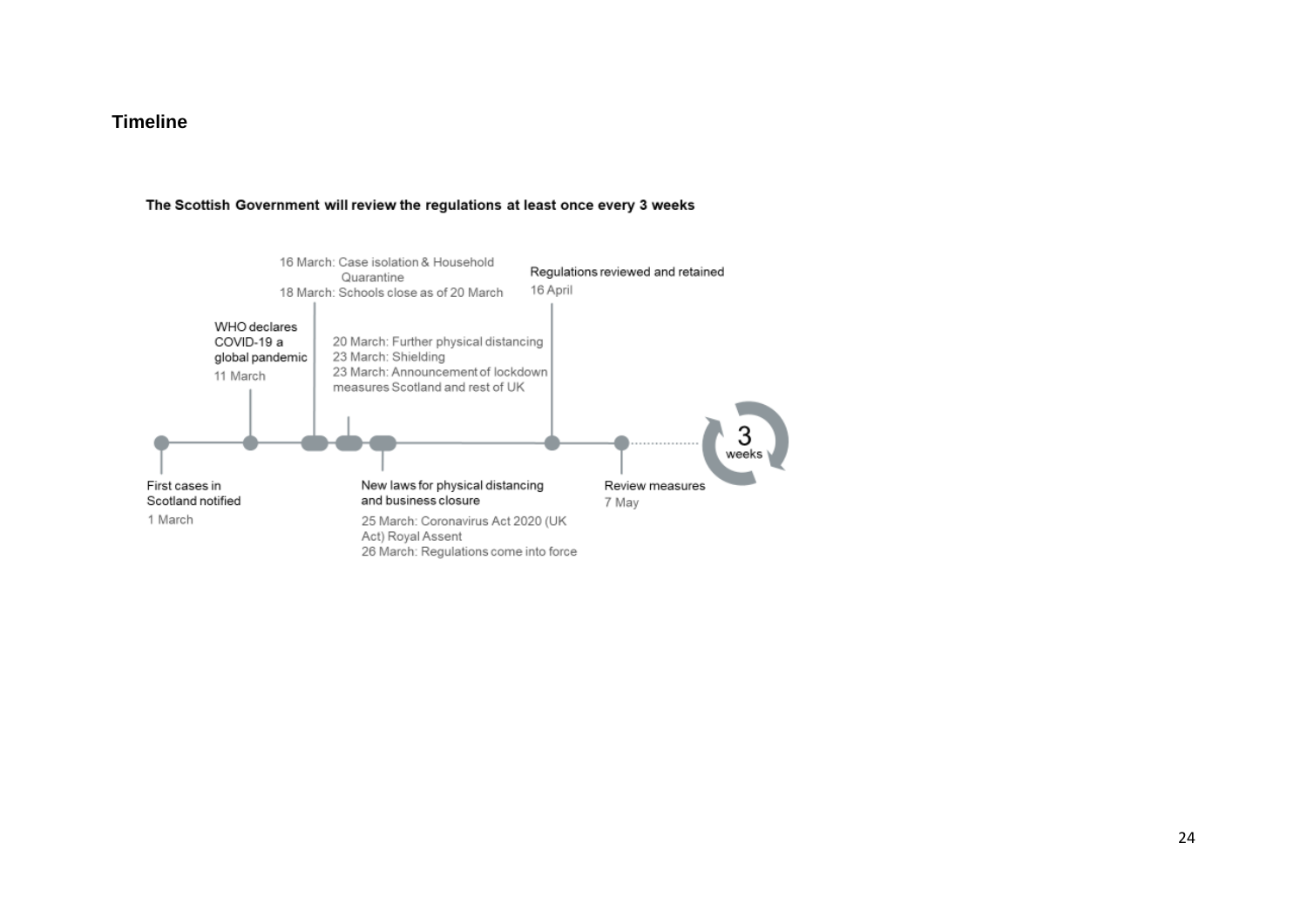**Timeline**

**The Scottish Government will review the regulations at least once every 3 weeks**

First cases in Scotland notified
1 March

WHO declares COVID-19 a global pandemic
11 March

16 March: Case isolation & Household Quarantine
18 March: Schools close as of 20 March

20 March: Further physical distancing
23 March: Shielding
23 March: Announcement of lockdown measures Scotland and rest of UK

New laws for physical distancing and business closure
25 March: Coronavirus Act 2020 (UK Act) Royal Assent
26 March: Regulations come into force

Regulations reviewed and retained
16 April

Review measures
7 May

3 weeks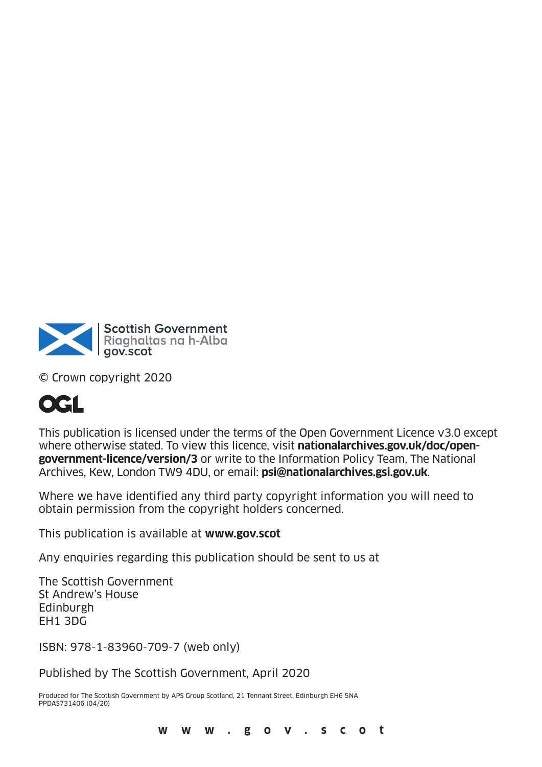Scottish Government
Riaghaltas na h-Alba
gov.scot

© Crown copyright 2020

OGL

This publication is licensed under the terms of the Open Government Licence v3.0 except where otherwise stated. To view this licence, visit **nationalarchives.gov.uk/doc/open-government-licence/version/3** or write to the Information Policy Team, The National Archives, Kew, London TW9 4DU, or email: **psi@nationalarchives.gsi.gov.uk**.

Where we have identified any third party copyright information you will need to obtain permission from the copyright holders concerned.

This publication is available at **www.gov.scot**

Any enquiries regarding this publication should be sent to us at

The Scottish Government
St Andrew's House
Edinburgh
EH1 3DG

ISBN: 978-1-83960-709-7 (web only)

Published by The Scottish Government, April 2020

Produced for The Scottish Government by APS Group Scotland, 21 Tennant Street, Edinburgh EH6 5NA
PPDAS731406 (04/20)

**w w w . g o v . s c o t**